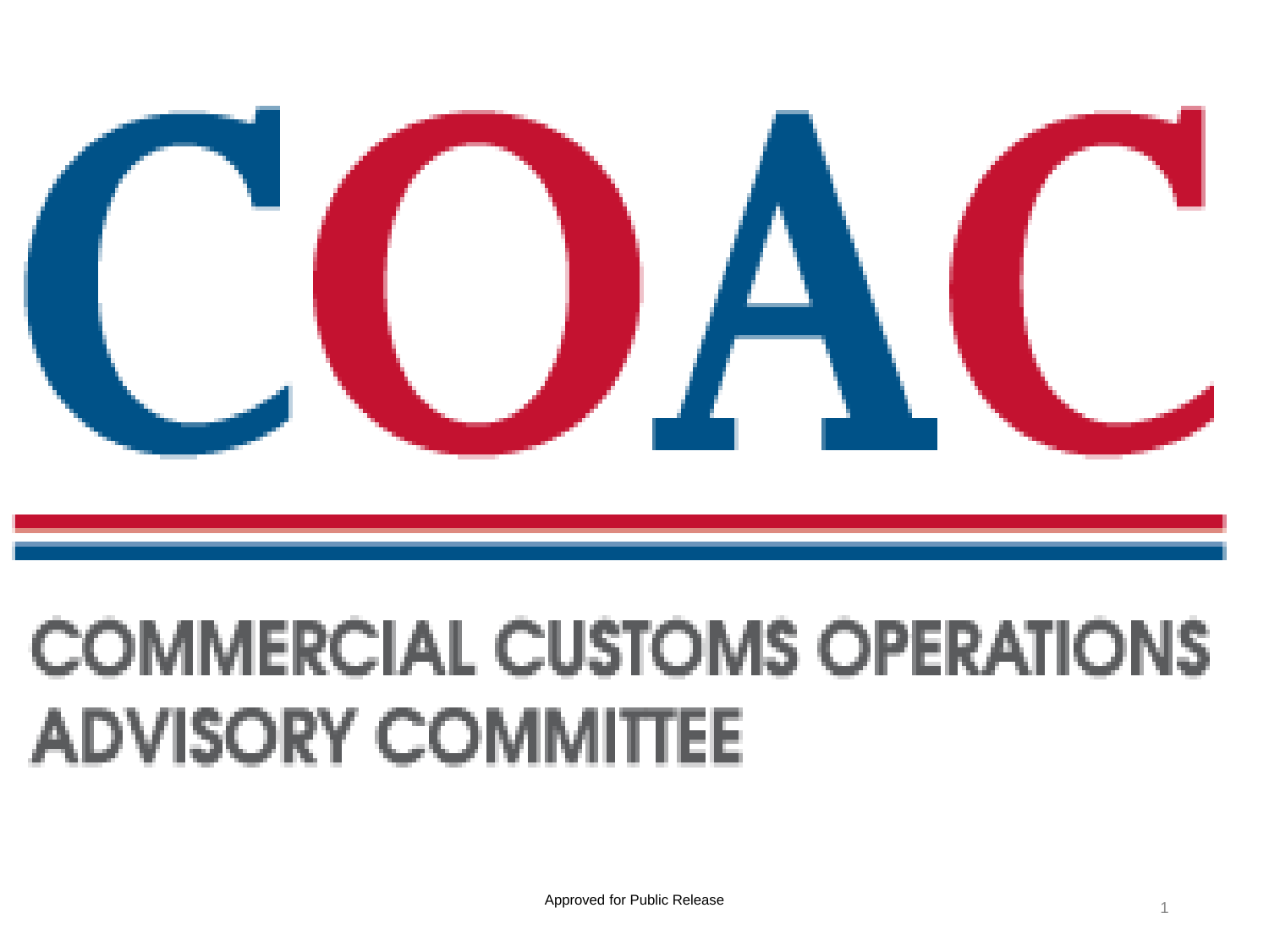# COAC

## COMMERCIAL CUSTOMS OPERATIONS ADVISORY COMMITTEE

Approved for Public Release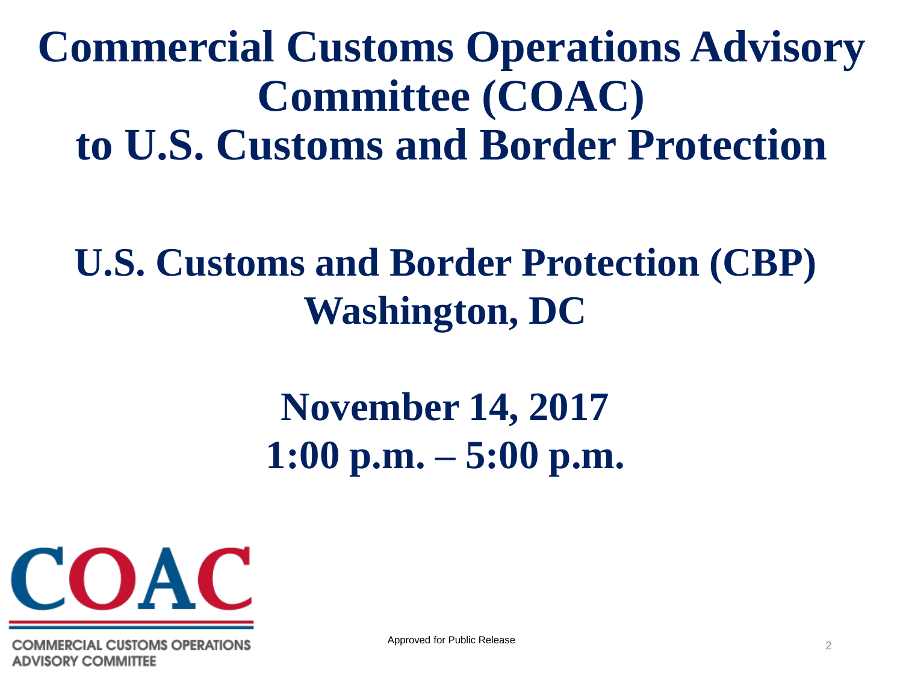# Commercial Customs Operations Advisory Committee (COAC) to U.S. Customs and Border Protection

## U.S. Customs and Border Protection (CBP)
## Washington, DC

## November 14, 2017
## 1:00 p.m. – 5:00 p.m.

COAC

COMMERCIAL CUSTOMS OPERATIONS ADVISORY COMMITTEE

Approved for Public Release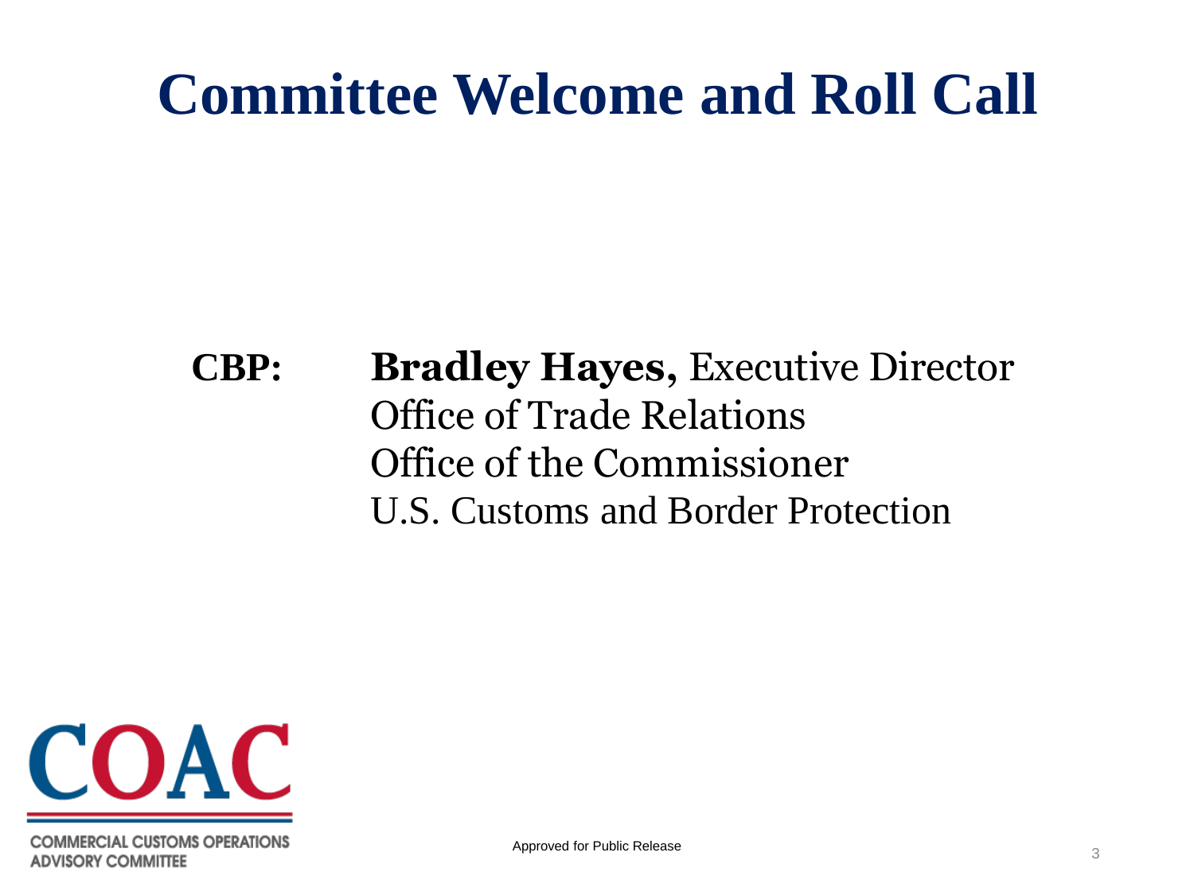# Committee Welcome and Roll Call

**CBP:** **Bradley Hayes,** Executive Director
Office of Trade Relations
Office of the Commissioner
U.S. Customs and Border Protection

COAC
COMMERCIAL CUSTOMS OPERATIONS ADVISORY COMMITTEE

Approved for Public Release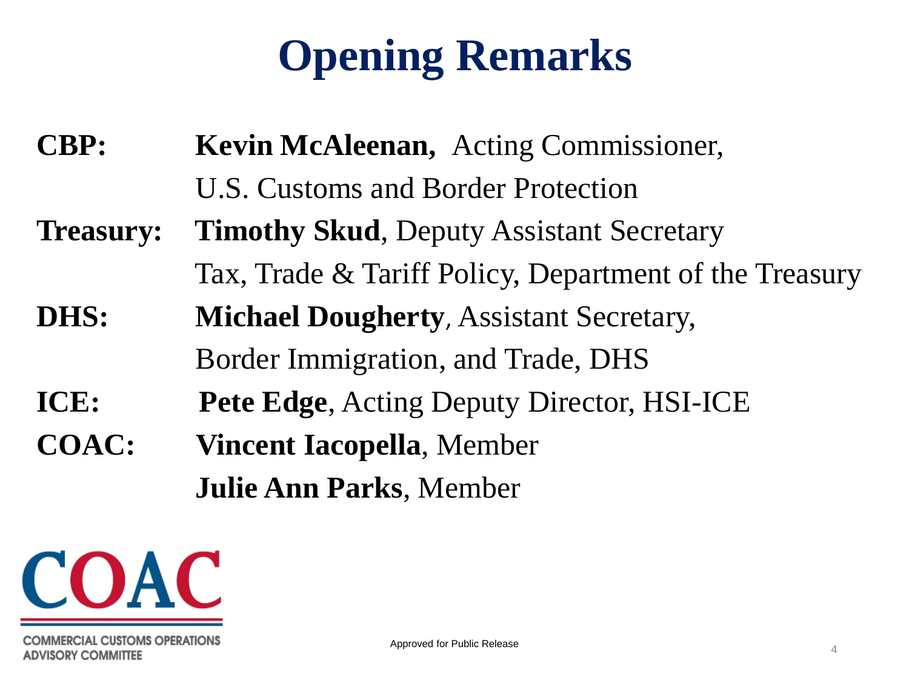# Opening Remarks

**CBP:** **Kevin McAleenan,** Acting Commissioner, U.S. Customs and Border Protection

**Treasury:** **Timothy Skud**, Deputy Assistant Secretary Tax, Trade & Tariff Policy, Department of the Treasury

**DHS:** **Michael Dougherty**, Assistant Secretary, Border Immigration, and Trade, DHS

**ICE:** **Pete Edge**, Acting Deputy Director, HSI-ICE

**COAC:** **Vincent Iacopella**, Member

**Julie Ann Parks**, Member

COAC

COMMERCIAL CUSTOMS OPERATIONS ADVISORY COMMITTEE

Approved for Public Release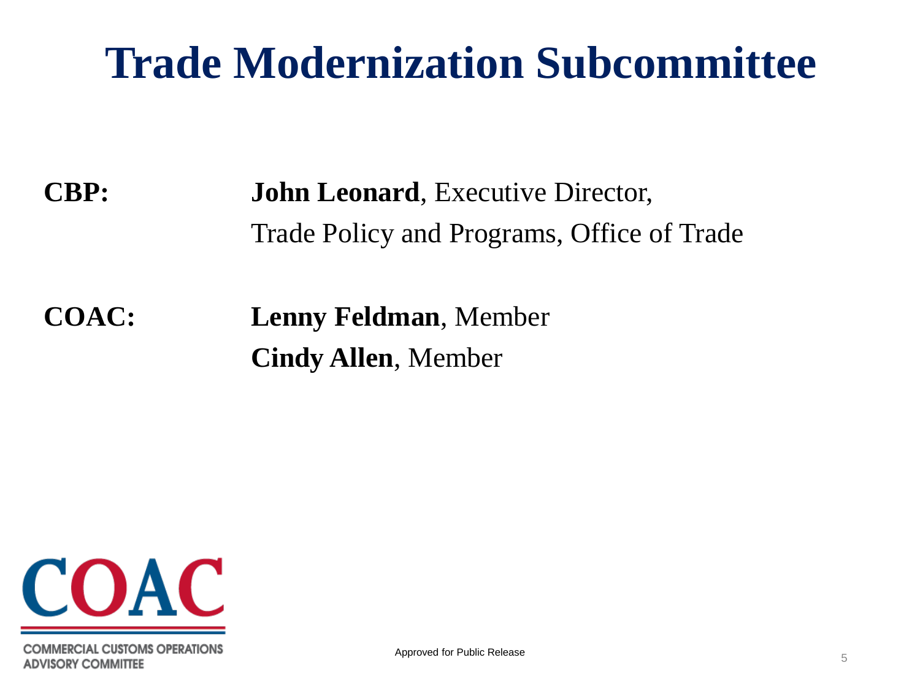# Trade Modernization Subcommittee

**CBP:** **John Leonard**, Executive Director,
Trade Policy and Programs, Office of Trade

**COAC:** **Lenny Feldman**, Member
**Cindy Allen**, Member

Approved for Public Release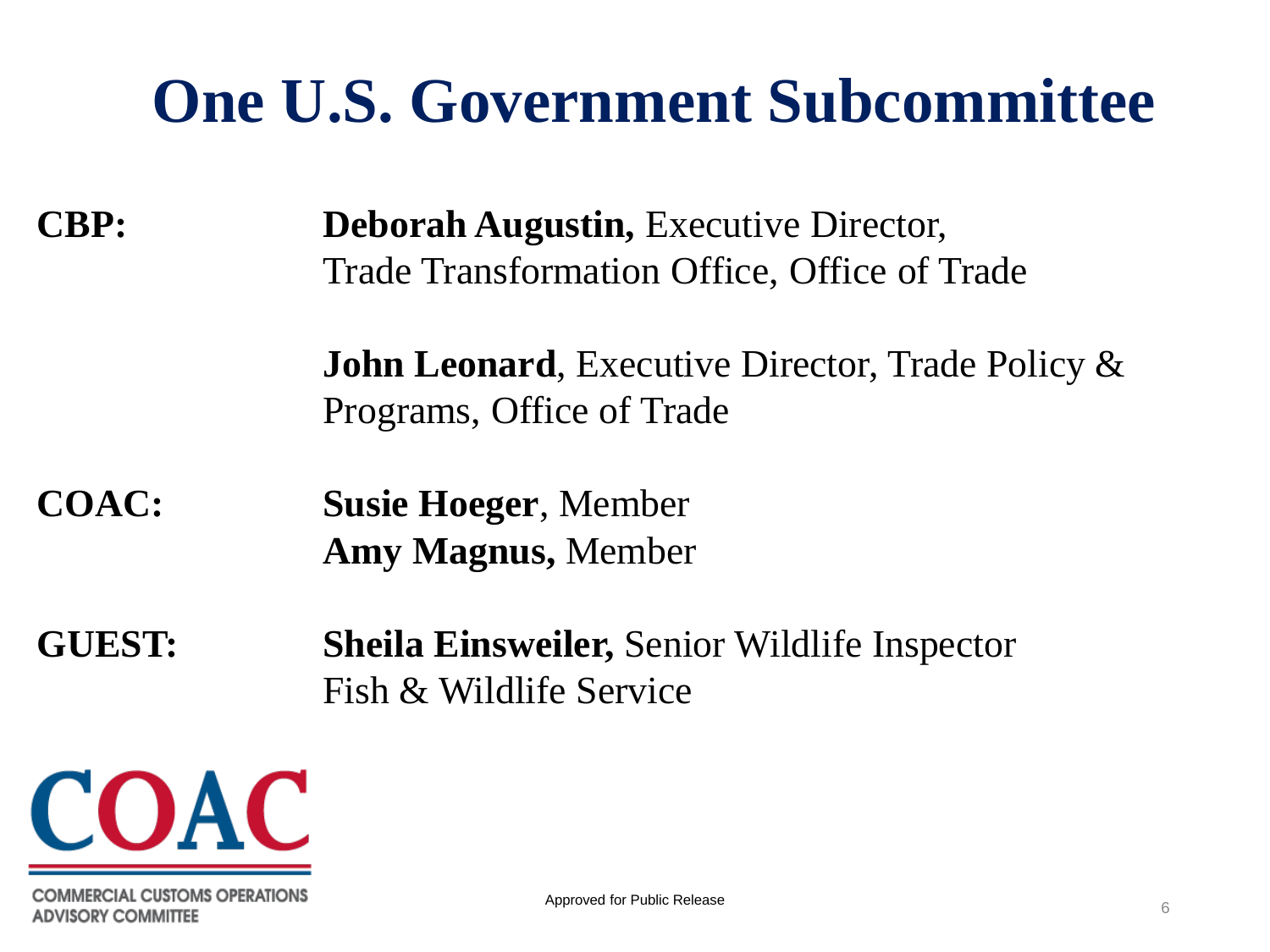# One U.S. Government Subcommittee

**CBP:**

**Deborah Augustin,** Executive Director, Trade Transformation Office, Office of Trade

**John Leonard**, Executive Director, Trade Policy & Programs, Office of Trade

**COAC:**

**Susie Hoeger**, Member
**Amy Magnus,** Member

**GUEST:**

**Sheila Einsweiler,** Senior Wildlife Inspector Fish & Wildlife Service

COAC
COMMERCIAL CUSTOMS OPERATIONS ADVISORY COMMITTEE

Approved for Public Release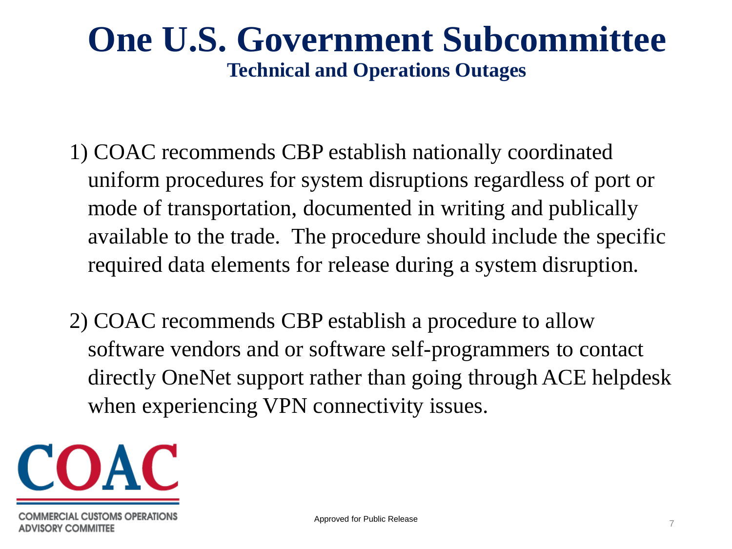# One U.S. Government Subcommittee

## Technical and Operations Outages

1) COAC recommends CBP establish nationally coordinated uniform procedures for system disruptions regardless of port or mode of transportation, documented in writing and publically available to the trade. The procedure should include the specific required data elements for release during a system disruption.

2) COAC recommends CBP establish a procedure to allow software vendors and or software self-programmers to contact directly OneNet support rather than going through ACE helpdesk when experiencing VPN connectivity issues.

COAC

COMMERCIAL CUSTOMS OPERATIONS ADVISORY COMMITTEE

Approved for Public Release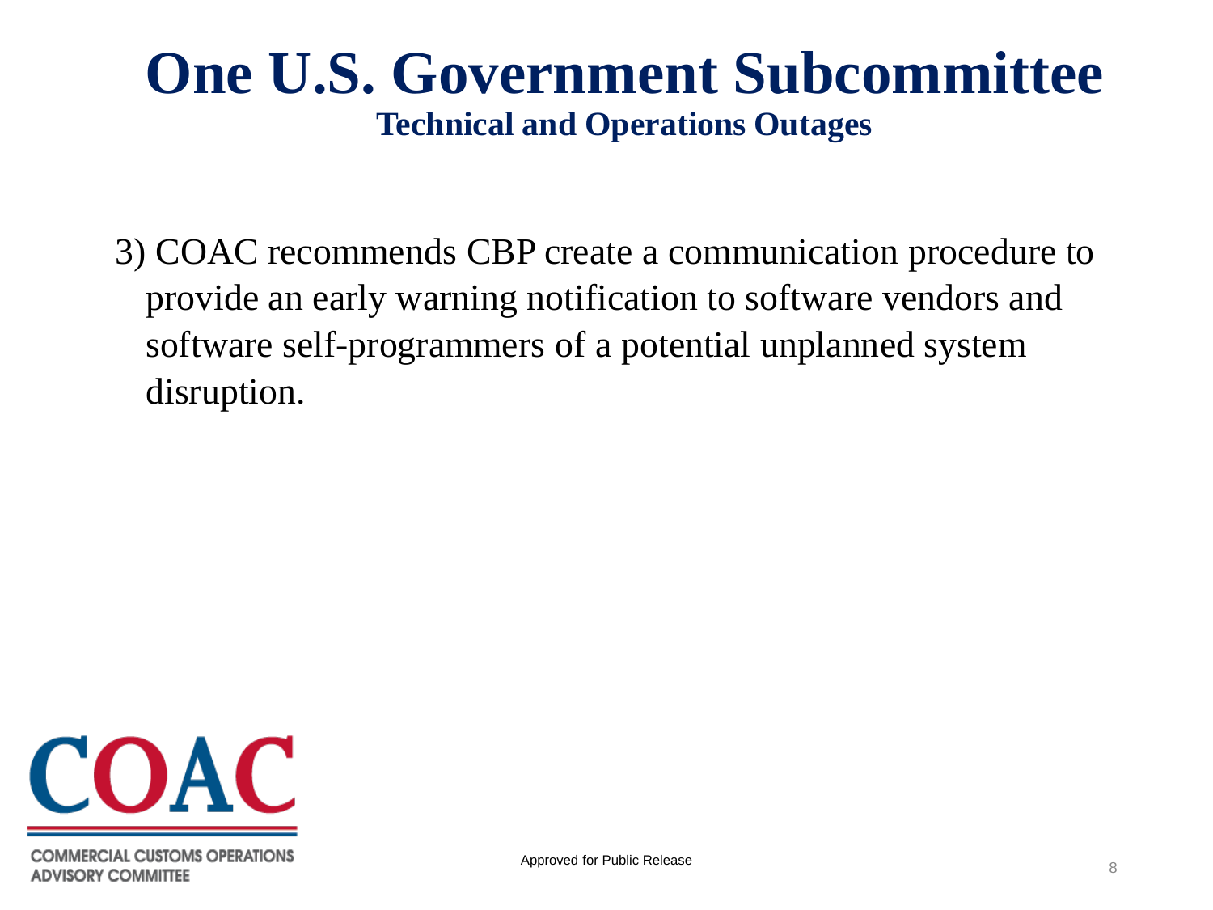# One U.S. Government Subcommittee

## Technical and Operations Outages

3) COAC recommends CBP create a communication procedure to provide an early warning notification to software vendors and software self-programmers of a potential unplanned system disruption.

COMMERCIAL CUSTOMS OPERATIONS ADVISORY COMMITTEE

Approved for Public Release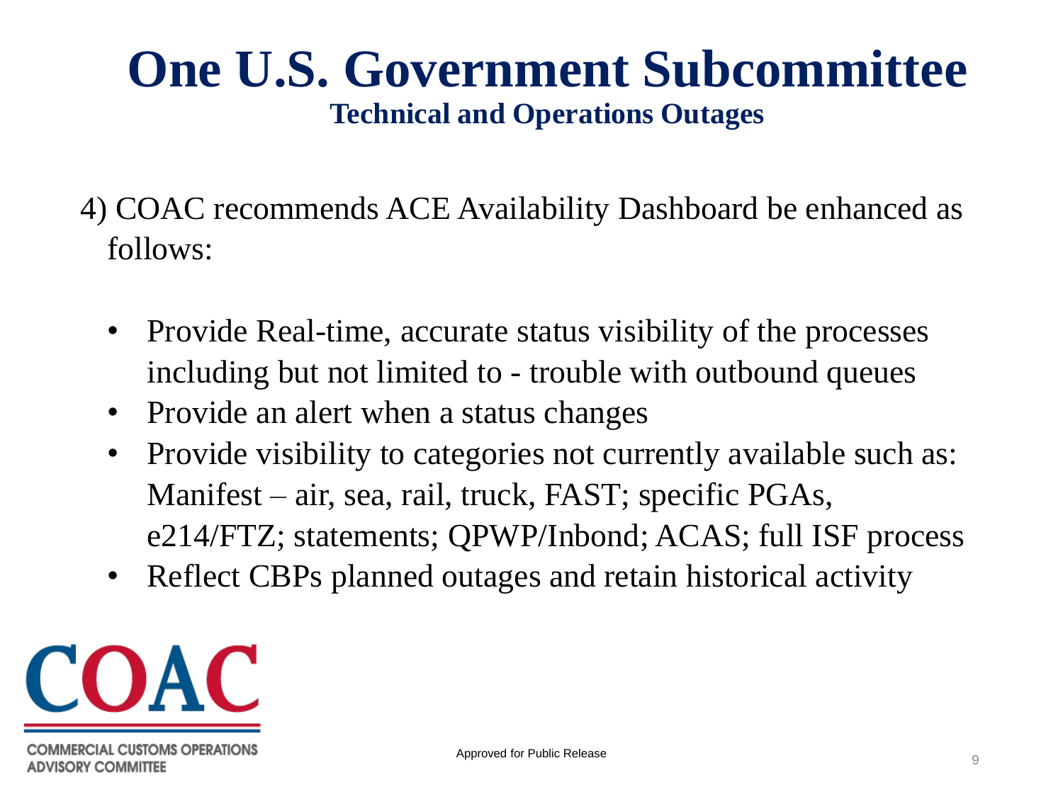# One U.S. Government Subcommittee

## Technical and Operations Outages

4) COAC recommends ACE Availability Dashboard be enhanced as follows:

- Provide Real-time, accurate status visibility of the processes including but not limited to - trouble with outbound queues
- Provide an alert when a status changes
- Provide visibility to categories not currently available such as: Manifest – air, sea, rail, truck, FAST; specific PGAs, e214/FTZ; statements; QPWP/Inbond; ACAS; full ISF process
- Reflect CBPs planned outages and retain historical activity

COAC

COMMERCIAL CUSTOMS OPERATIONS ADVISORY COMMITTEE

Approved for Public Release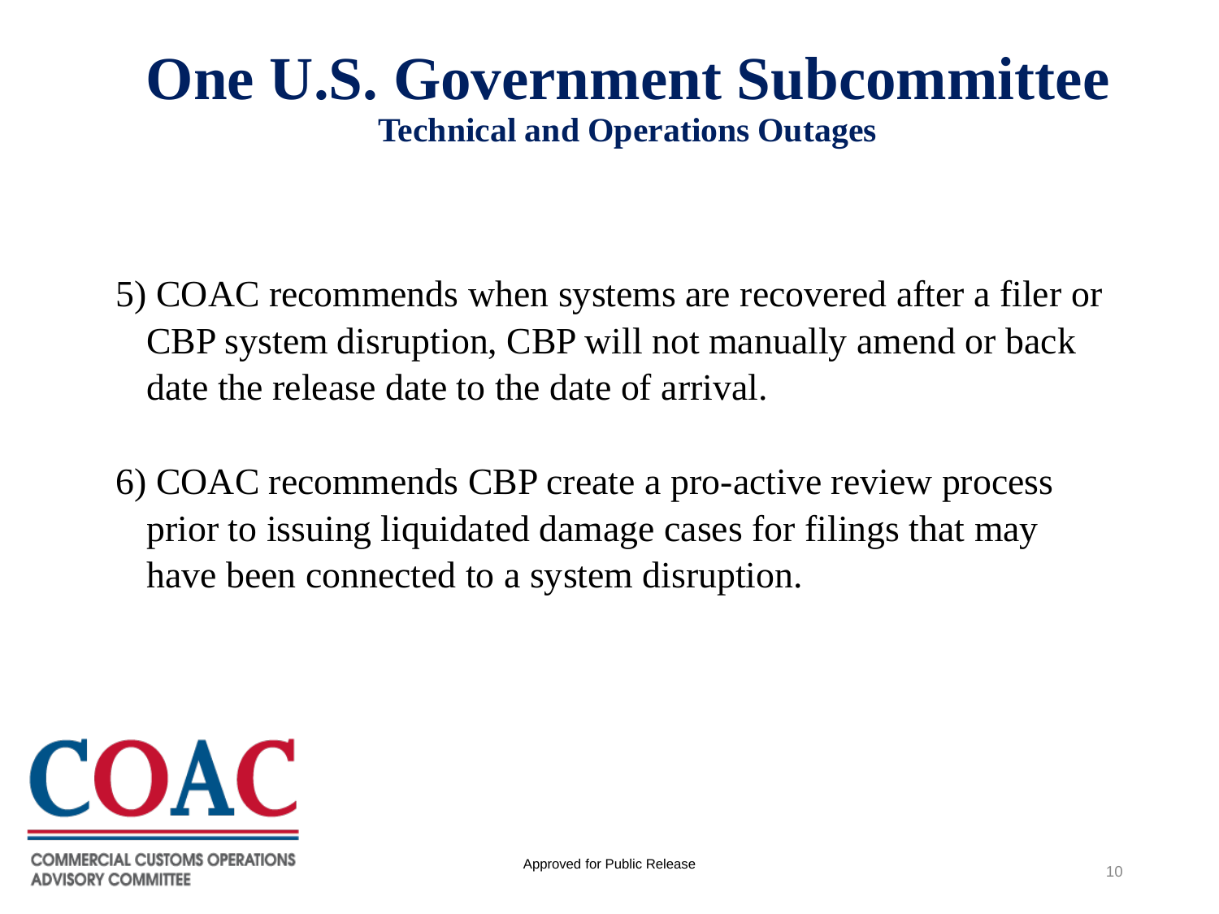# One U.S. Government Subcommittee

## Technical and Operations Outages

5) COAC recommends when systems are recovered after a filer or CBP system disruption, CBP will not manually amend or back date the release date to the date of arrival.

6) COAC recommends CBP create a pro-active review process prior to issuing liquidated damage cases for filings that may have been connected to a system disruption.

COAC

COMMERCIAL CUSTOMS OPERATIONS ADVISORY COMMITTEE

Approved for Public Release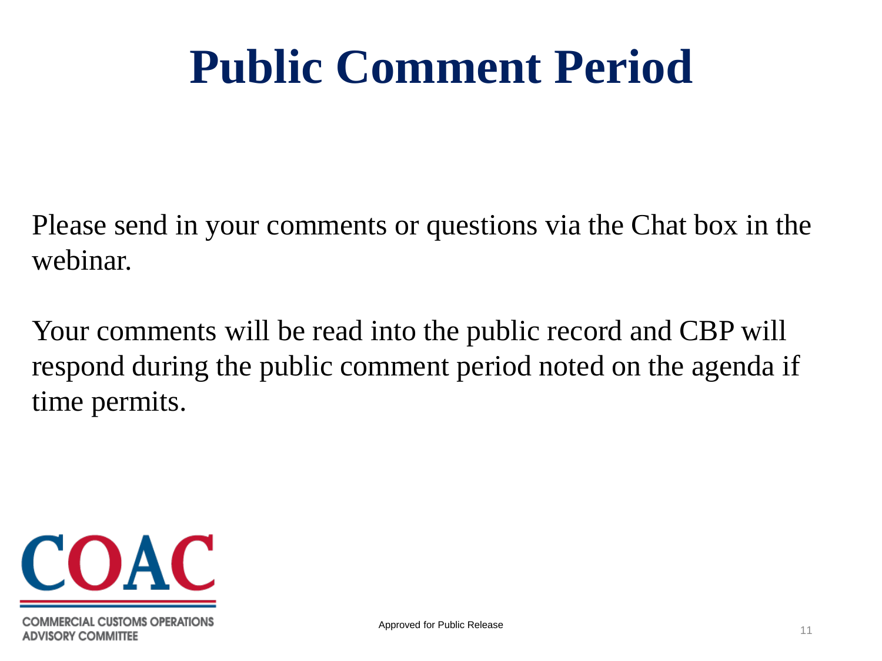# Public Comment Period

Please send in your comments or questions via the Chat box in the webinar.

Your comments will be read into the public record and CBP will respond during the public comment period noted on the agenda if time permits.

COAC

COMMERCIAL CUSTOMS OPERATIONS ADVISORY COMMITTEE

Approved for Public Release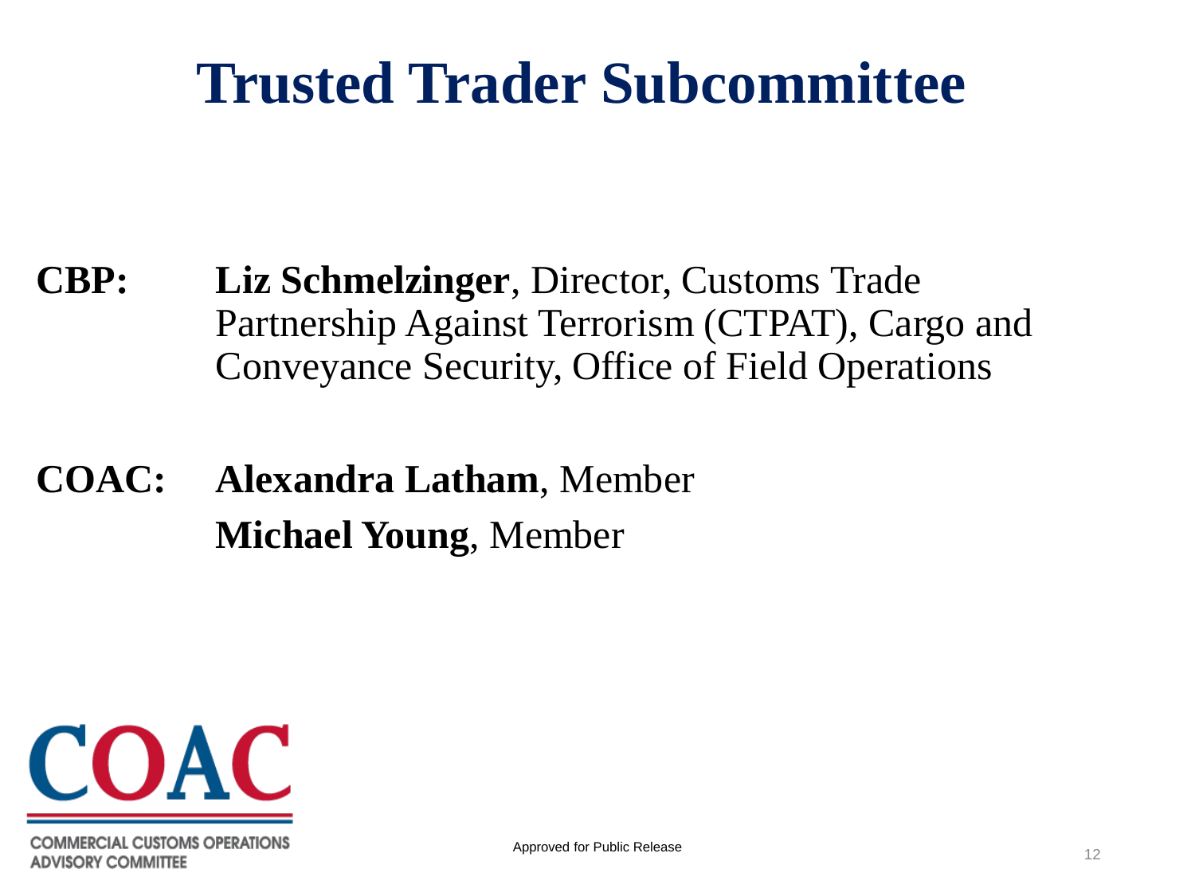# Trusted Trader Subcommittee

**CBP:** **Liz Schmelzinger**, Director, Customs Trade Partnership Against Terrorism (CTPAT), Cargo and Conveyance Security, Office of Field Operations

**COAC:** **Alexandra Latham**, Member

**Michael Young**, Member

COAC

COMMERCIAL CUSTOMS OPERATIONS ADVISORY COMMITTEE

Approved for Public Release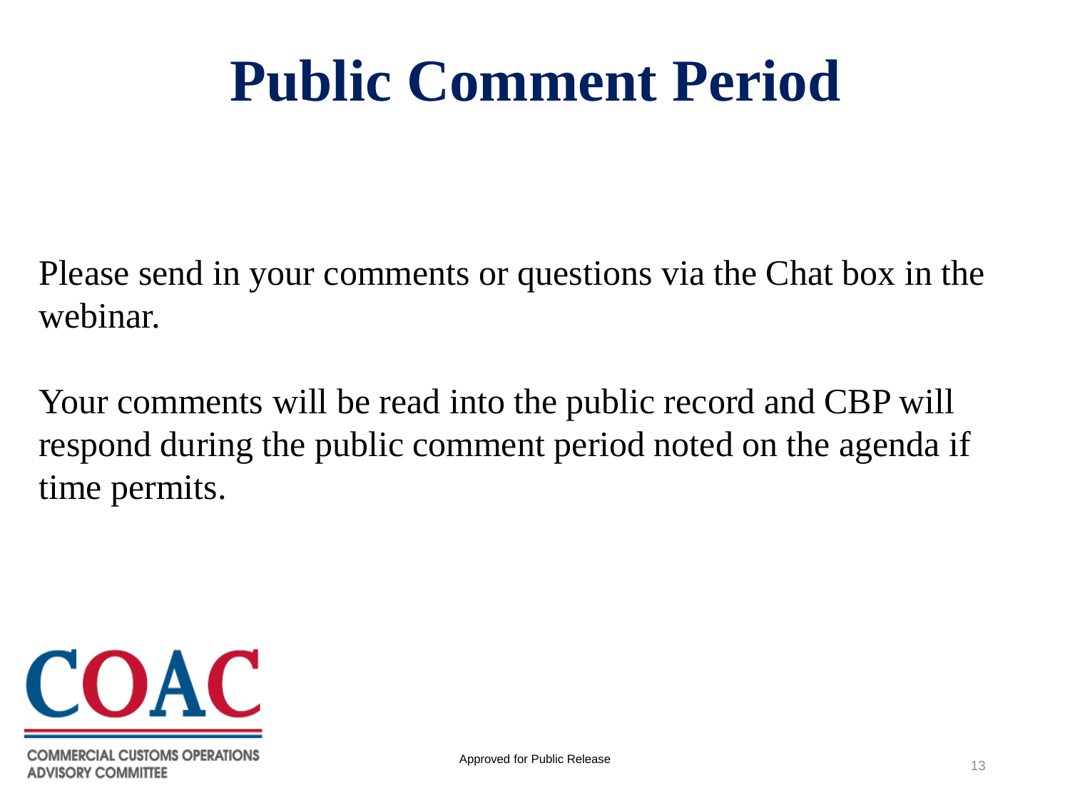# Public Comment Period

Please send in your comments or questions via the Chat box in the webinar.

Your comments will be read into the public record and CBP will respond during the public comment period noted on the agenda if time permits.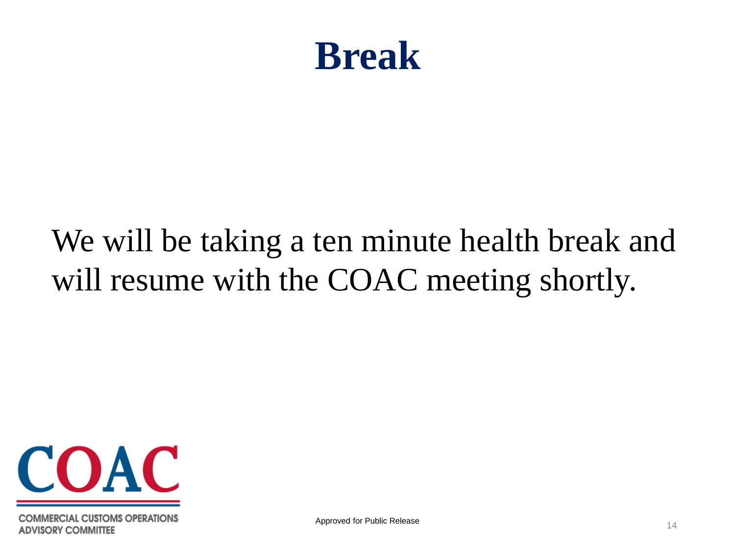# Break

We will be taking a ten minute health break and will resume with the COAC meeting shortly.

Approved for Public Release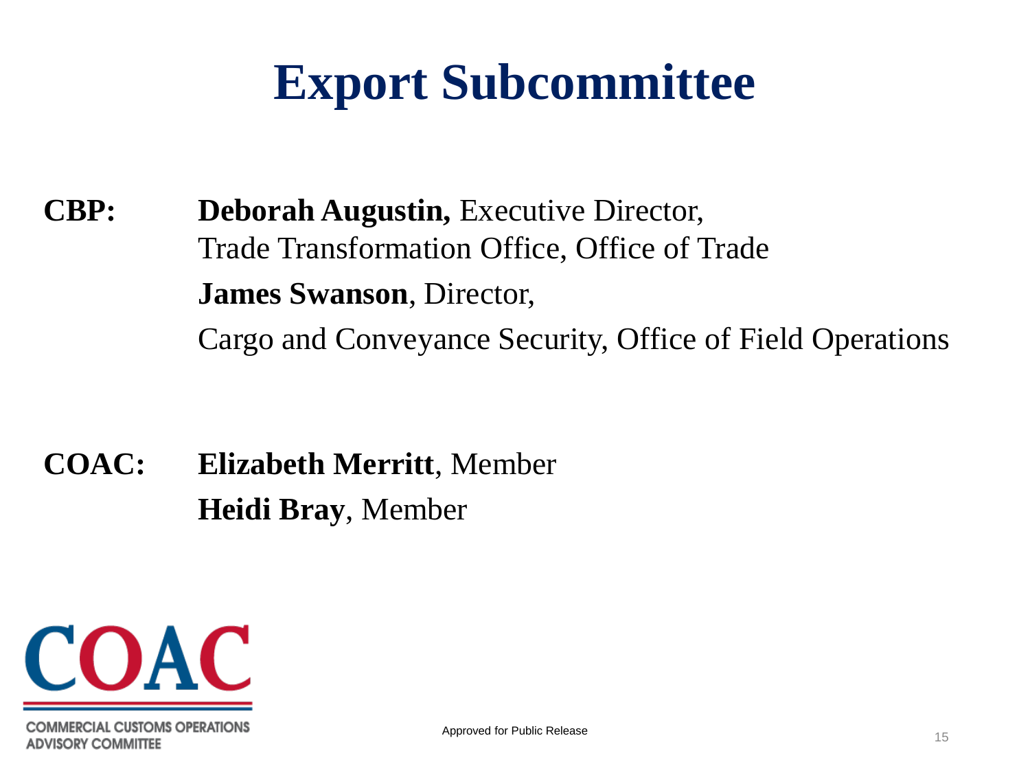# Export Subcommittee

**CBP:** **Deborah Augustin,** Executive Director,
Trade Transformation Office, Office of Trade

**James Swanson**, Director,
Cargo and Conveyance Security, Office of Field Operations

**COAC:** **Elizabeth Merritt**, Member

**Heidi Bray**, Member

COAC
COMMERCIAL CUSTOMS OPERATIONS ADVISORY COMMITTEE

Approved for Public Release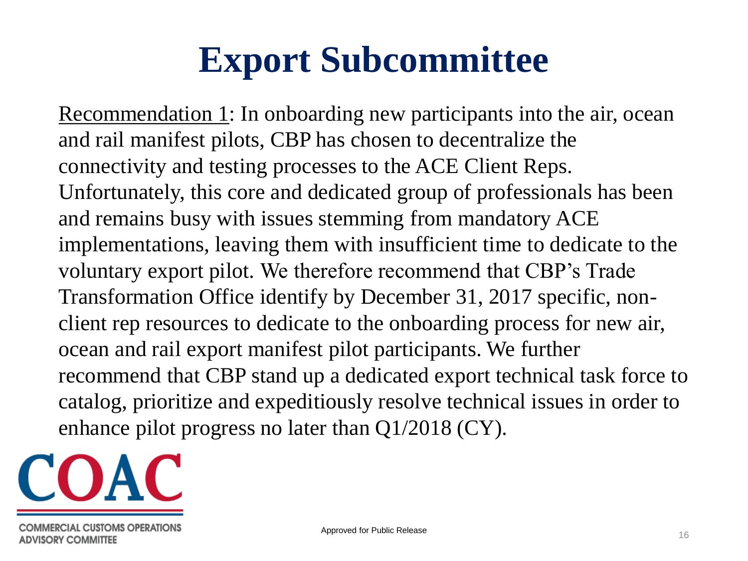# Export Subcommittee

Recommendation 1: In onboarding new participants into the air, ocean and rail manifest pilots, CBP has chosen to decentralize the connectivity and testing processes to the ACE Client Reps. Unfortunately, this core and dedicated group of professionals has been and remains busy with issues stemming from mandatory ACE implementations, leaving them with insufficient time to dedicate to the voluntary export pilot. We therefore recommend that CBP's Trade Transformation Office identify by December 31, 2017 specific, non-client rep resources to dedicate to the onboarding process for new air, ocean and rail export manifest pilot participants. We further recommend that CBP stand up a dedicated export technical task force to catalog, prioritize and expeditiously resolve technical issues in order to enhance pilot progress no later than Q1/2018 (CY).

COAC

COMMERCIAL CUSTOMS OPERATIONS ADVISORY COMMITTEE

Approved for Public Release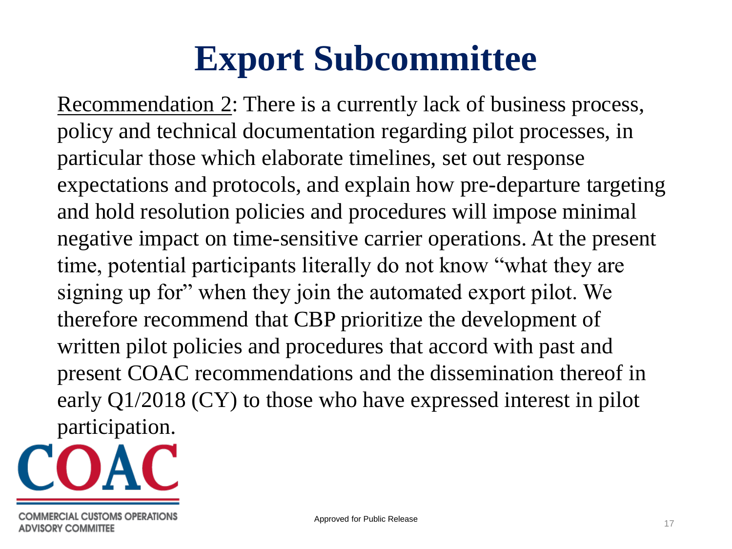# Export Subcommittee

Recommendation 2: There is a currently lack of business process, policy and technical documentation regarding pilot processes, in particular those which elaborate timelines, set out response expectations and protocols, and explain how pre-departure targeting and hold resolution policies and procedures will impose minimal negative impact on time-sensitive carrier operations. At the present time, potential participants literally do not know "what they are signing up for" when they join the automated export pilot. We therefore recommend that CBP prioritize the development of written pilot policies and procedures that accord with past and present COAC recommendations and the dissemination thereof in early Q1/2018 (CY) to those who have expressed interest in pilot participation.

COAC

COMMERCIAL CUSTOMS OPERATIONS ADVISORY COMMITTEE

Approved for Public Release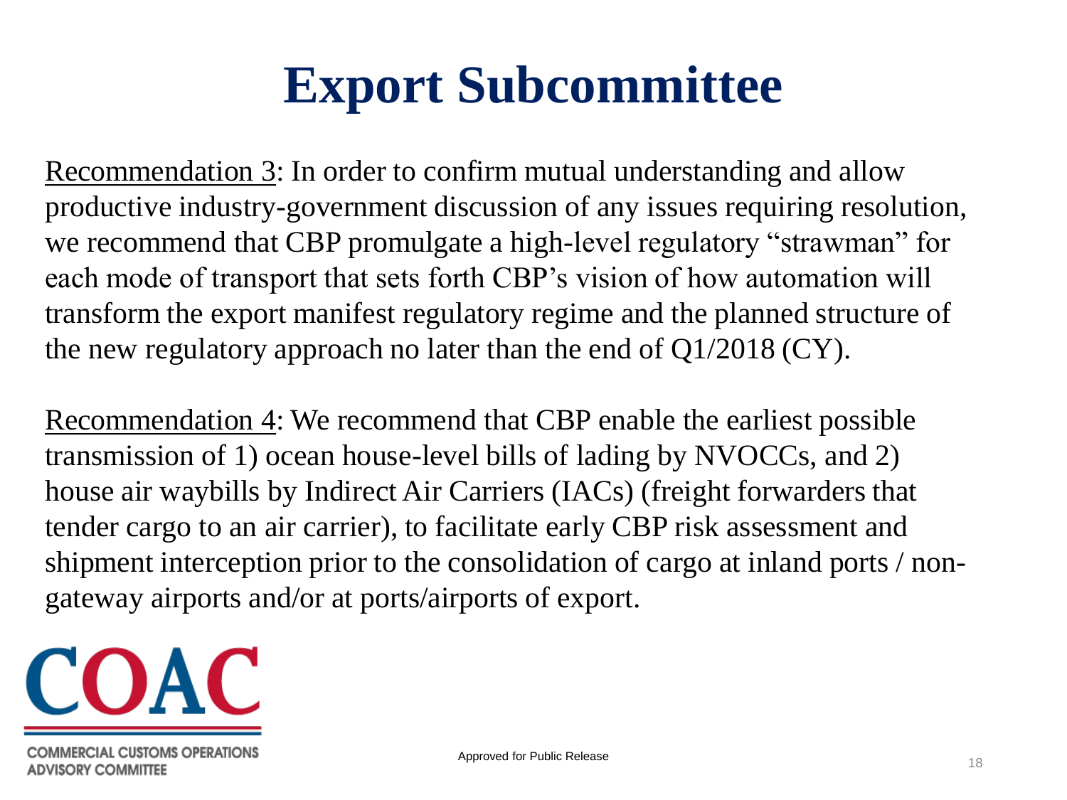# Export Subcommittee

Recommendation 3: In order to confirm mutual understanding and allow productive industry-government discussion of any issues requiring resolution, we recommend that CBP promulgate a high-level regulatory "strawman" for each mode of transport that sets forth CBP's vision of how automation will transform the export manifest regulatory regime and the planned structure of the new regulatory approach no later than the end of Q1/2018 (CY).

Recommendation 4: We recommend that CBP enable the earliest possible transmission of 1) ocean house-level bills of lading by NVOCCs, and 2) house air waybills by Indirect Air Carriers (IACs) (freight forwarders that tender cargo to an air carrier), to facilitate early CBP risk assessment and shipment interception prior to the consolidation of cargo at inland ports / non-gateway airports and/or at ports/airports of export.

Approved for Public Release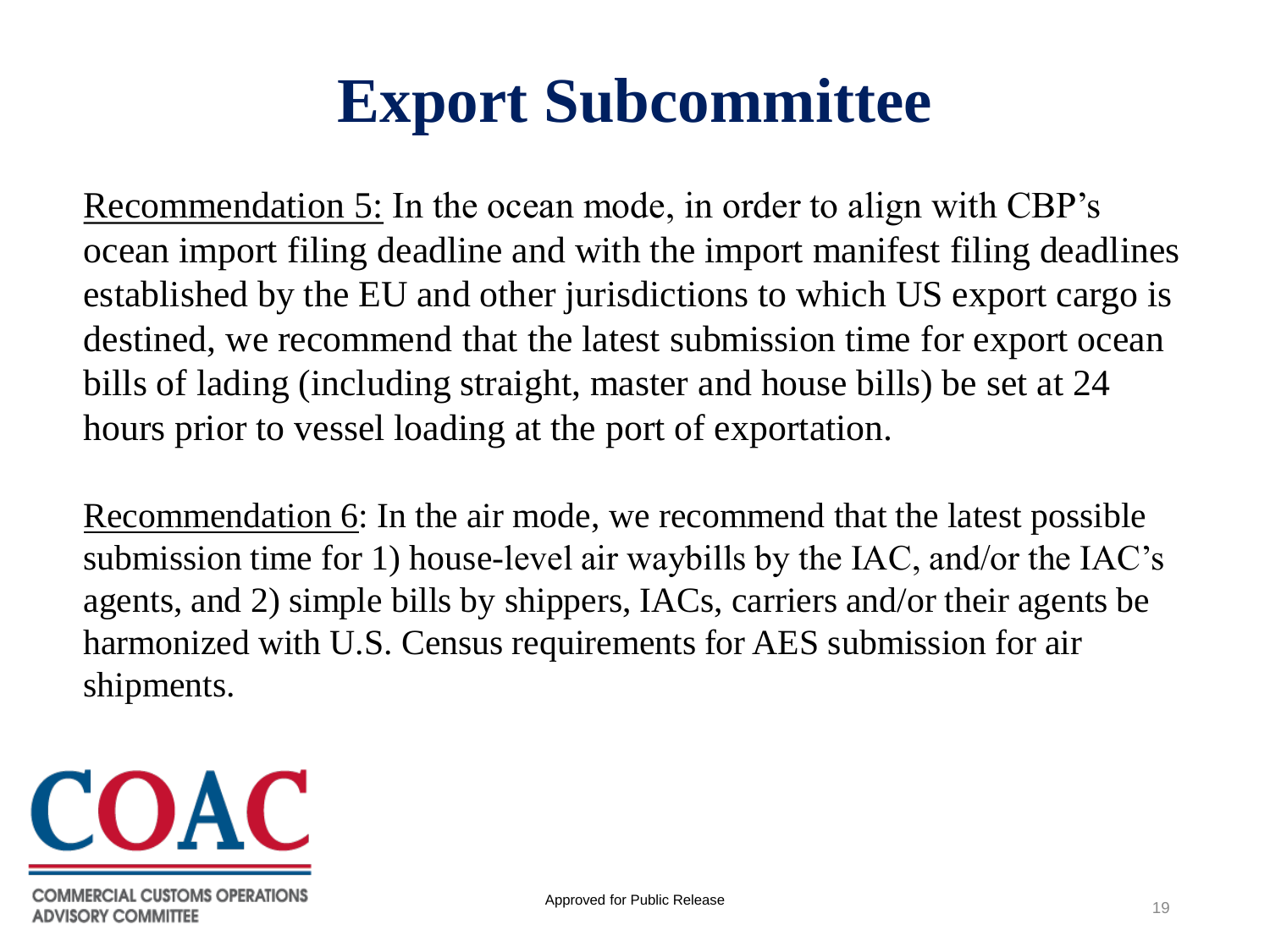# Export Subcommittee

Recommendation 5: In the ocean mode, in order to align with CBP's ocean import filing deadline and with the import manifest filing deadlines established by the EU and other jurisdictions to which US export cargo is destined, we recommend that the latest submission time for export ocean bills of lading (including straight, master and house bills) be set at 24 hours prior to vessel loading at the port of exportation.

Recommendation 6: In the air mode, we recommend that the latest possible submission time for 1) house-level air waybills by the IAC, and/or the IAC's agents, and 2) simple bills by shippers, IACs, carriers and/or their agents be harmonized with U.S. Census requirements for AES submission for air shipments.

COAC

COMMERCIAL CUSTOMS OPERATIONS ADVISORY COMMITTEE

Approved for Public Release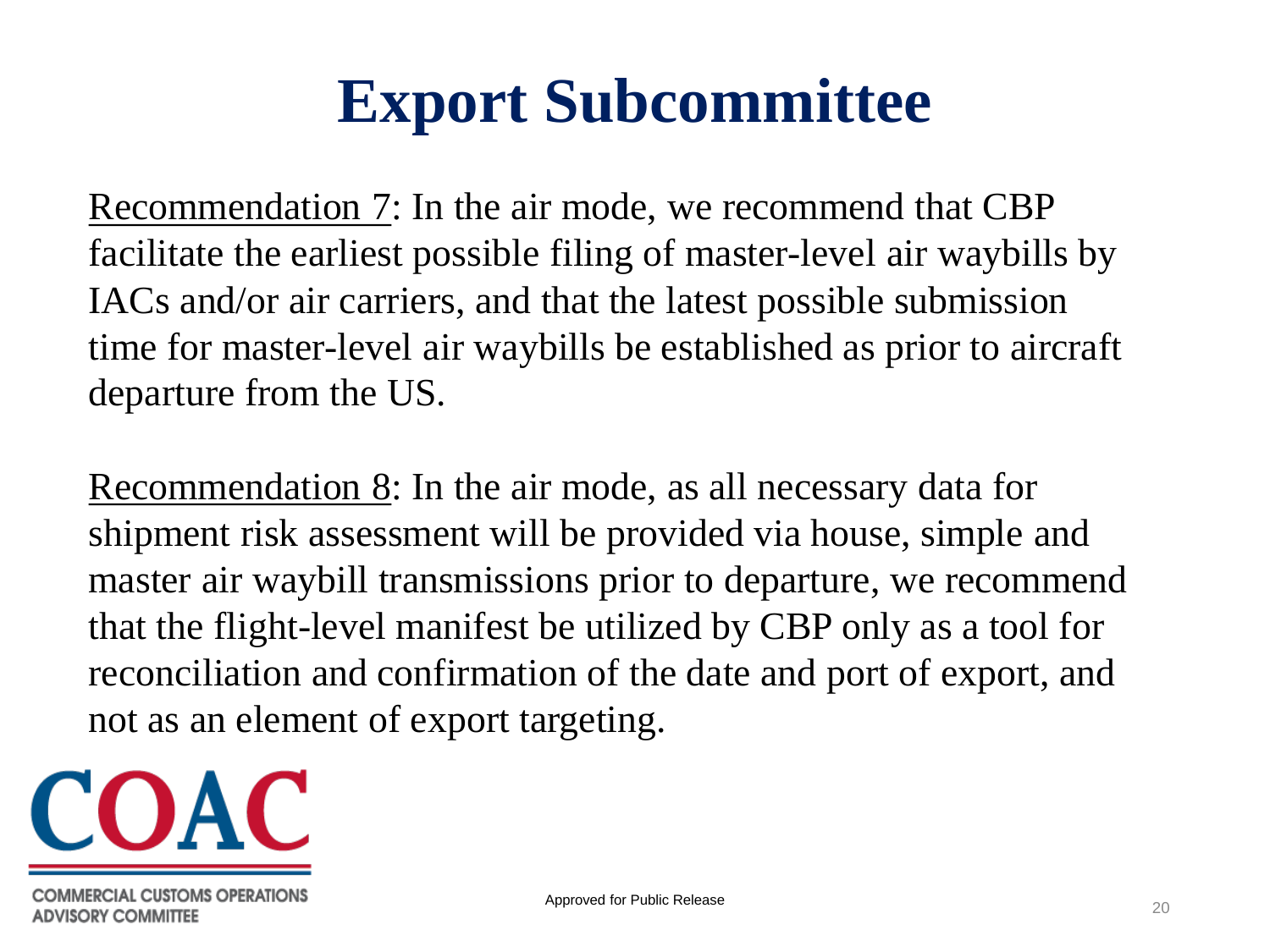# Export Subcommittee

Recommendation 7: In the air mode, we recommend that CBP facilitate the earliest possible filing of master-level air waybills by IACs and/or air carriers, and that the latest possible submission time for master-level air waybills be established as prior to aircraft departure from the US.

Recommendation 8: In the air mode, as all necessary data for shipment risk assessment will be provided via house, simple and master air waybill transmissions prior to departure, we recommend that the flight-level manifest be utilized by CBP only as a tool for reconciliation and confirmation of the date and port of export, and not as an element of export targeting.

COAC

COMMERCIAL CUSTOMS OPERATIONS ADVISORY COMMITTEE

Approved for Public Release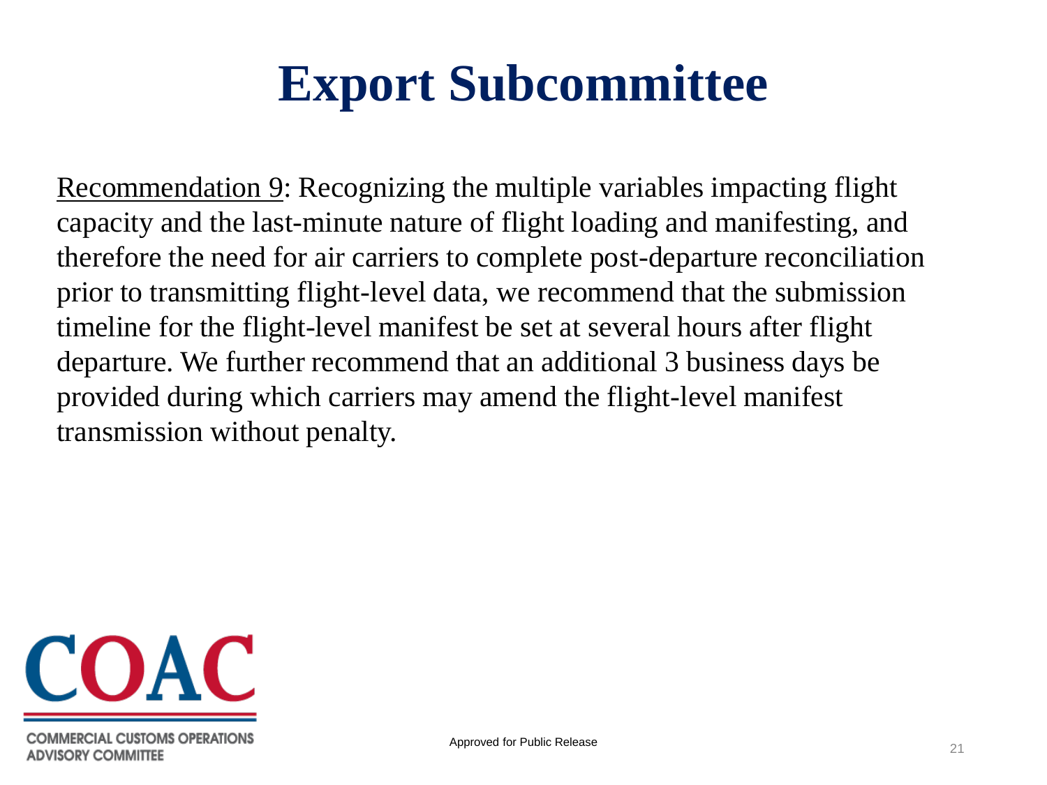# Export Subcommittee

<u>Recommendation 9</u>: Recognizing the multiple variables impacting flight capacity and the last-minute nature of flight loading and manifesting, and therefore the need for air carriers to complete post-departure reconciliation prior to transmitting flight-level data, we recommend that the submission timeline for the flight-level manifest be set at several hours after flight departure. We further recommend that an additional 3 business days be provided during which carriers may amend the flight-level manifest transmission without penalty.

COAC

COMMERCIAL CUSTOMS OPERATIONS ADVISORY COMMITTEE

Approved for Public Release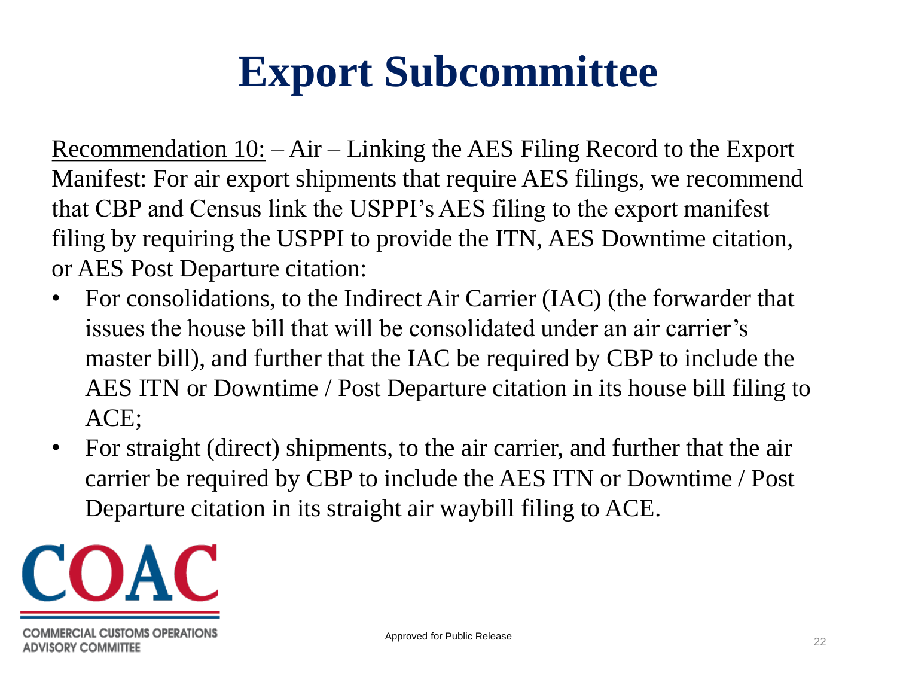# Export Subcommittee

<u>Recommendation 10:</u> – Air – Linking the AES Filing Record to the Export Manifest: For air export shipments that require AES filings, we recommend that CBP and Census link the USPPI's AES filing to the export manifest filing by requiring the USPPI to provide the ITN, AES Downtime citation, or AES Post Departure citation:

- For consolidations, to the Indirect Air Carrier (IAC) (the forwarder that issues the house bill that will be consolidated under an air carrier's master bill), and further that the IAC be required by CBP to include the AES ITN or Downtime / Post Departure citation in its house bill filing to ACE;
- For straight (direct) shipments, to the air carrier, and further that the air carrier be required by CBP to include the AES ITN or Downtime / Post Departure citation in its straight air waybill filing to ACE.

COAC

COMMERCIAL CUSTOMS OPERATIONS ADVISORY COMMITTEE

Approved for Public Release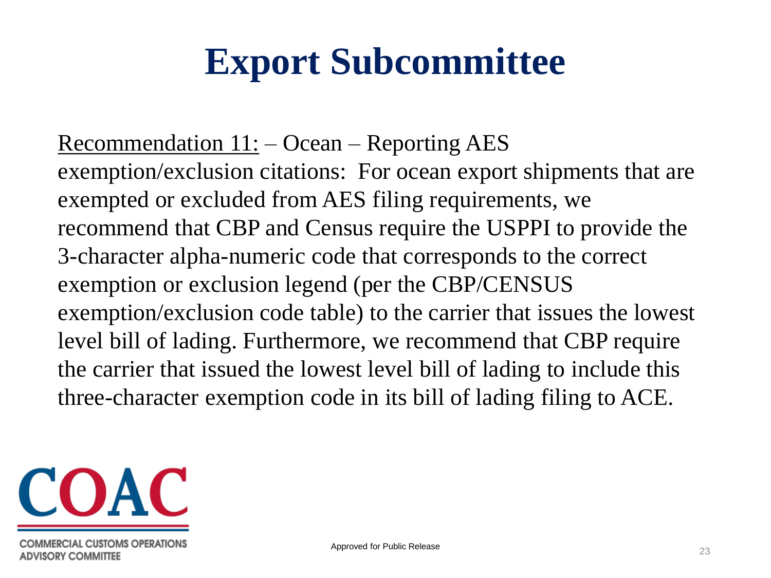# Export Subcommittee

Recommendation 11: – Ocean – Reporting AES exemption/exclusion citations: For ocean export shipments that are exempted or excluded from AES filing requirements, we recommend that CBP and Census require the USPPI to provide the 3-character alpha-numeric code that corresponds to the correct exemption or exclusion legend (per the CBP/CENSUS exemption/exclusion code table) to the carrier that issues the lowest level bill of lading. Furthermore, we recommend that CBP require the carrier that issued the lowest level bill of lading to include this three-character exemption code in its bill of lading filing to ACE.

Approved for Public Release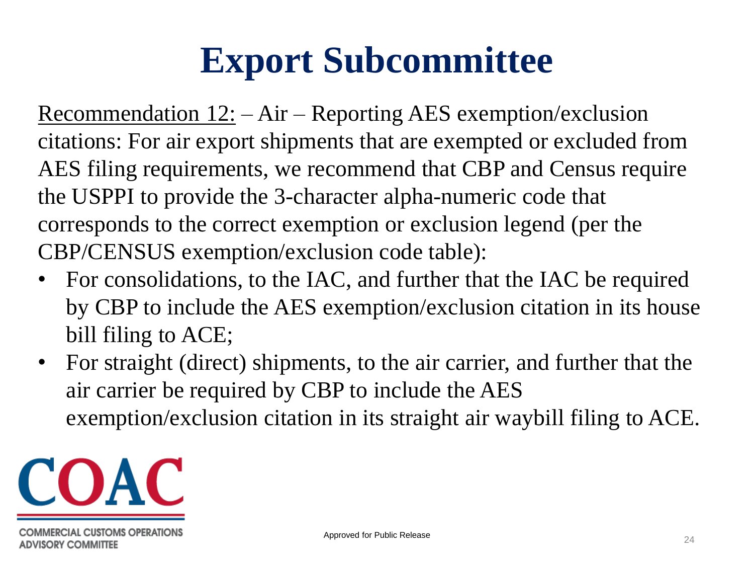# Export Subcommittee

Recommendation 12: – Air – Reporting AES exemption/exclusion citations: For air export shipments that are exempted or excluded from AES filing requirements, we recommend that CBP and Census require the USPPI to provide the 3-character alpha-numeric code that corresponds to the correct exemption or exclusion legend (per the CBP/CENSUS exemption/exclusion code table):

- For consolidations, to the IAC, and further that the IAC be required by CBP to include the AES exemption/exclusion citation in its house bill filing to ACE;
- For straight (direct) shipments, to the air carrier, and further that the air carrier be required by CBP to include the AES exemption/exclusion citation in its straight air waybill filing to ACE.

Approved for Public Release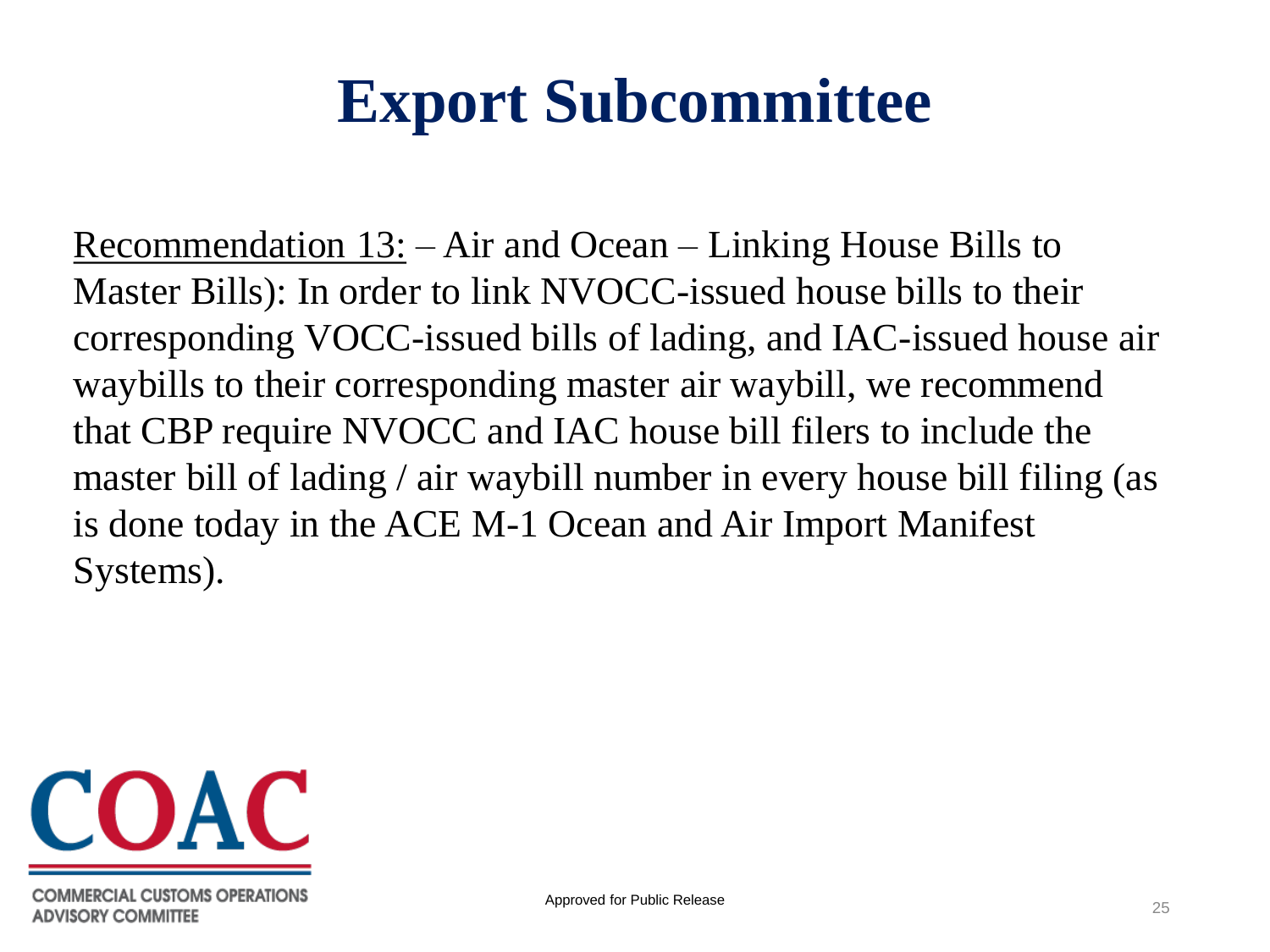# Export Subcommittee

<u>Recommendation 13:</u> – Air and Ocean – Linking House Bills to Master Bills): In order to link NVOCC-issued house bills to their corresponding VOCC-issued bills of lading, and IAC-issued house air waybills to their corresponding master air waybill, we recommend that CBP require NVOCC and IAC house bill filers to include the master bill of lading / air waybill number in every house bill filing (as is done today in the ACE M-1 Ocean and Air Import Manifest Systems).

Approved for Public Release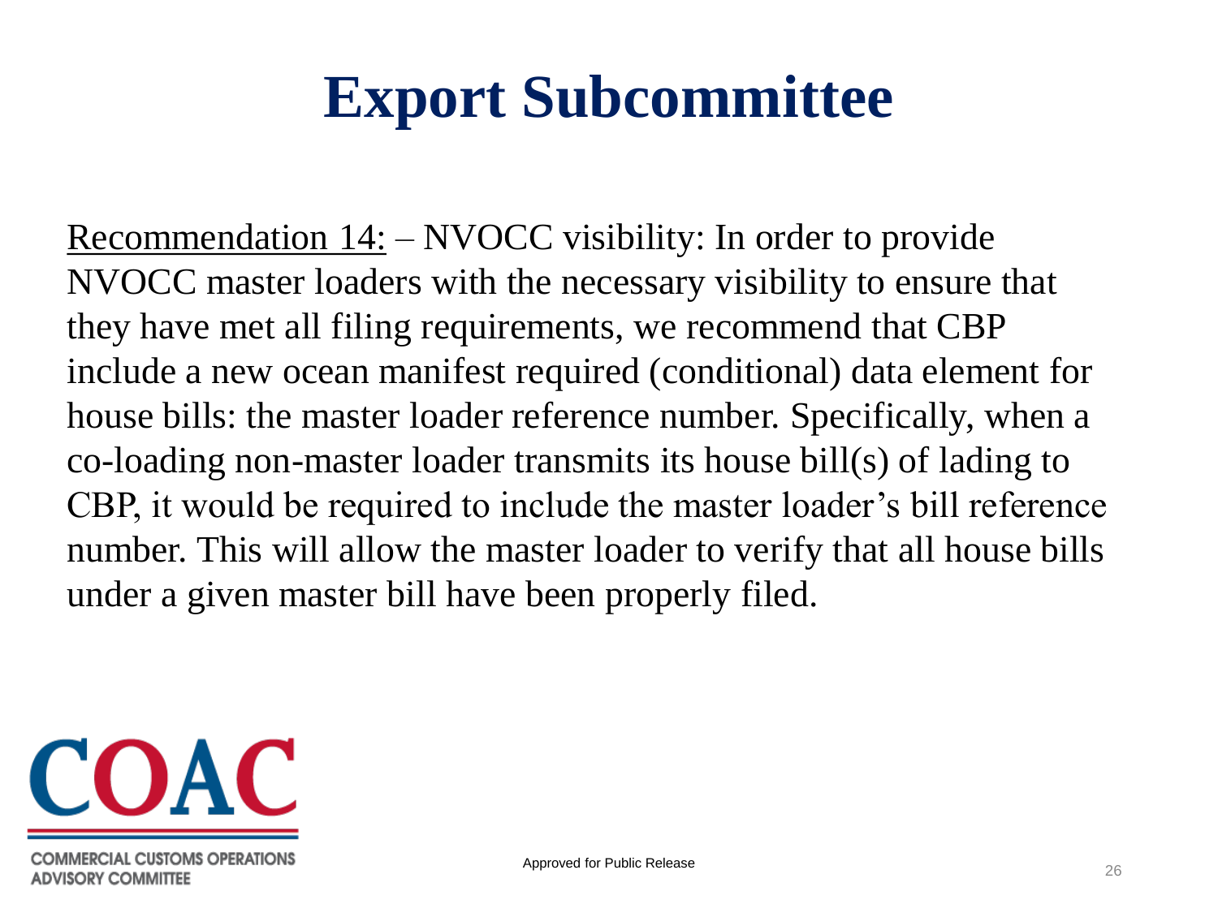# Export Subcommittee

Recommendation 14: – NVOCC visibility: In order to provide NVOCC master loaders with the necessary visibility to ensure that they have met all filing requirements, we recommend that CBP include a new ocean manifest required (conditional) data element for house bills: the master loader reference number. Specifically, when a co-loading non-master loader transmits its house bill(s) of lading to CBP, it would be required to include the master loader's bill reference number. This will allow the master loader to verify that all house bills under a given master bill have been properly filed.

Approved for Public Release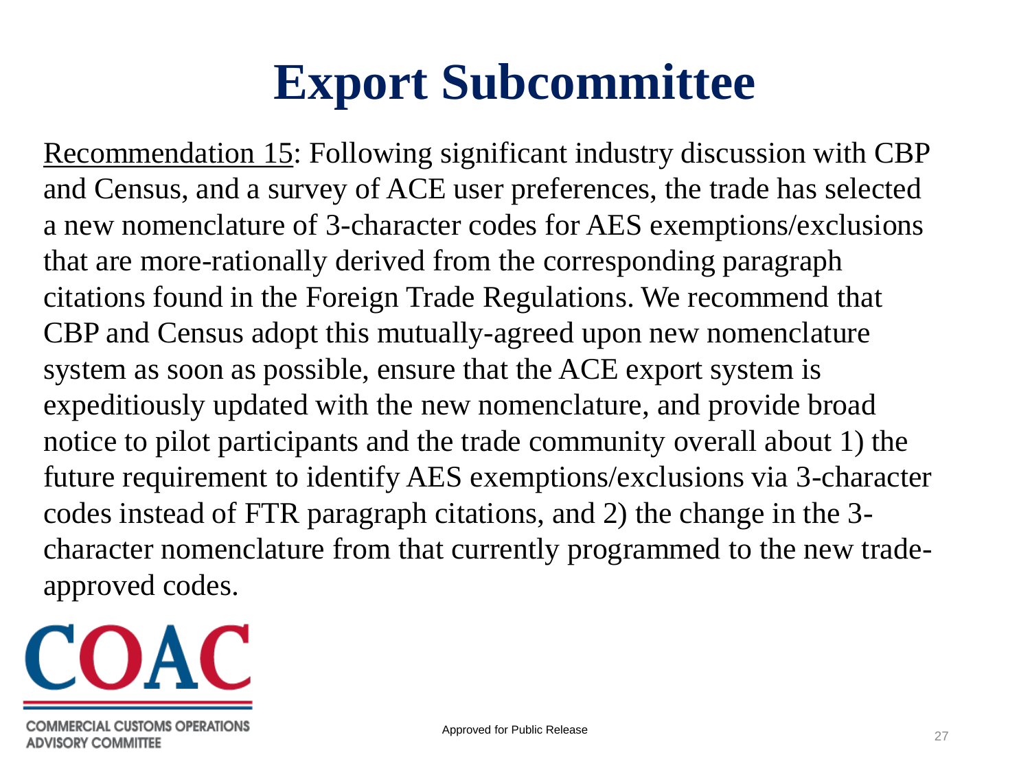# Export Subcommittee

Recommendation 15: Following significant industry discussion with CBP and Census, and a survey of ACE user preferences, the trade has selected a new nomenclature of 3-character codes for AES exemptions/exclusions that are more-rationally derived from the corresponding paragraph citations found in the Foreign Trade Regulations. We recommend that CBP and Census adopt this mutually-agreed upon new nomenclature system as soon as possible, ensure that the ACE export system is expeditiously updated with the new nomenclature, and provide broad notice to pilot participants and the trade community overall about 1) the future requirement to identify AES exemptions/exclusions via 3-character codes instead of FTR paragraph citations, and 2) the change in the 3-character nomenclature from that currently programmed to the new trade-approved codes.

COAC

COMMERCIAL CUSTOMS OPERATIONS ADVISORY COMMITTEE

Approved for Public Release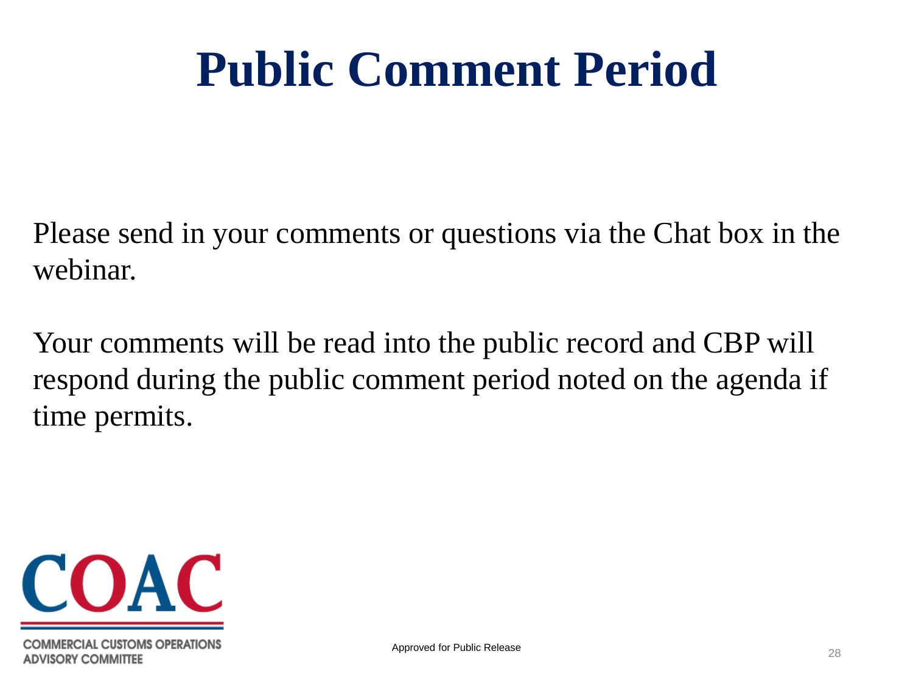# Public Comment Period

Please send in your comments or questions via the Chat box in the webinar.

Your comments will be read into the public record and CBP will respond during the public comment period noted on the agenda if time permits.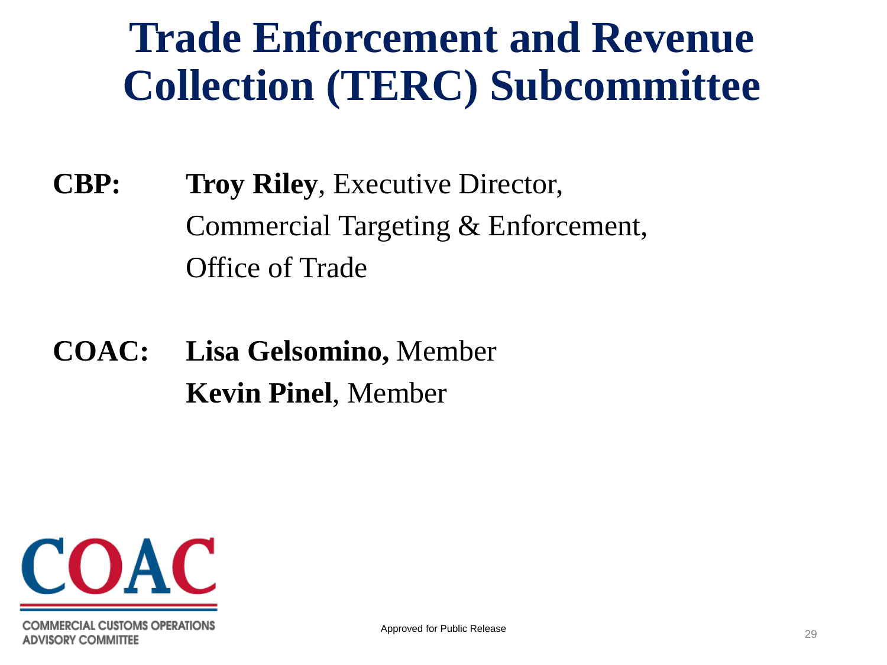# Trade Enforcement and Revenue Collection (TERC) Subcommittee

**CBP:** **Troy Riley**, Executive Director, Commercial Targeting & Enforcement, Office of Trade

**COAC:** **Lisa Gelsomino,** Member
**Kevin Pinel**, Member

COAC
COMMERCIAL CUSTOMS OPERATIONS ADVISORY COMMITTEE

Approved for Public Release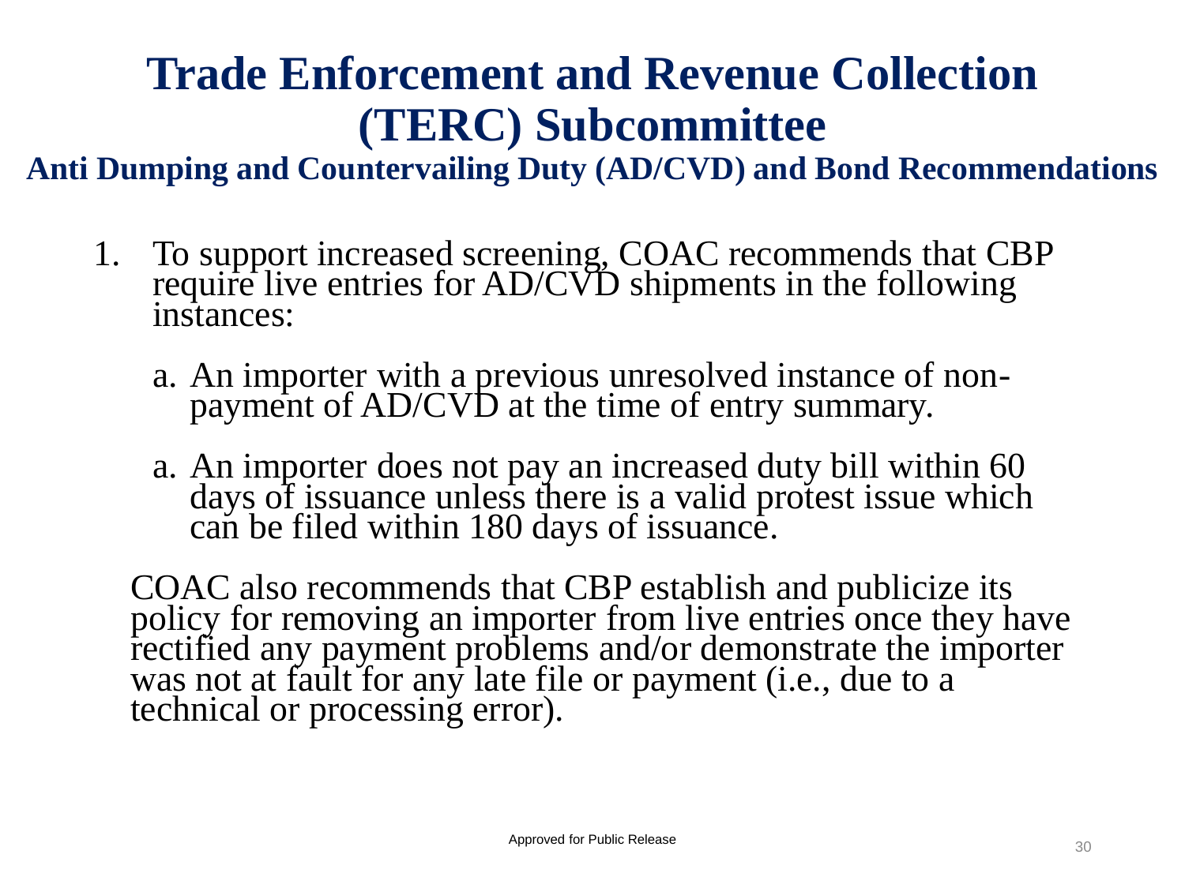# Trade Enforcement and Revenue Collection (TERC) Subcommittee

## Anti Dumping and Countervailing Duty (AD/CVD) and Bond Recommendations

1. To support increased screening, COAC recommends that CBP require live entries for AD/CVD shipments in the following instances:

    a. An importer with a previous unresolved instance of non-payment of AD/CVD at the time of entry summary.

    a. An importer does not pay an increased duty bill within 60 days of issuance unless there is a valid protest issue which can be filed within 180 days of issuance.

    COAC also recommends that CBP establish and publicize its policy for removing an importer from live entries once they have rectified any payment problems and/or demonstrate the importer was not at fault for any late file or payment (i.e., due to a technical or processing error).

Approved for Public Release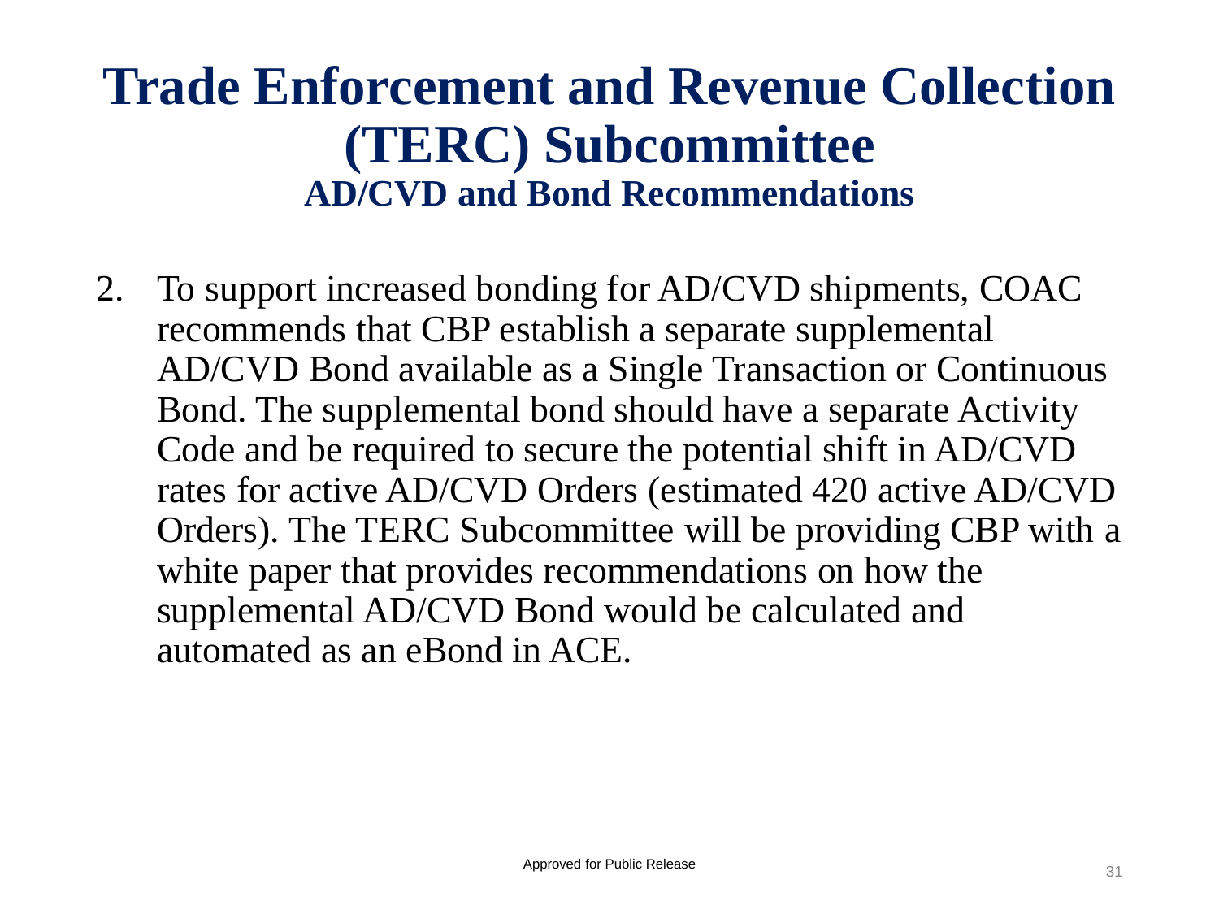# Trade Enforcement and Revenue Collection (TERC) Subcommittee

## AD/CVD and Bond Recommendations

2. To support increased bonding for AD/CVD shipments, COAC recommends that CBP establish a separate supplemental AD/CVD Bond available as a Single Transaction or Continuous Bond. The supplemental bond should have a separate Activity Code and be required to secure the potential shift in AD/CVD rates for active AD/CVD Orders (estimated 420 active AD/CVD Orders). The TERC Subcommittee will be providing CBP with a white paper that provides recommendations on how the supplemental AD/CVD Bond would be calculated and automated as an eBond in ACE.

Approved for Public Release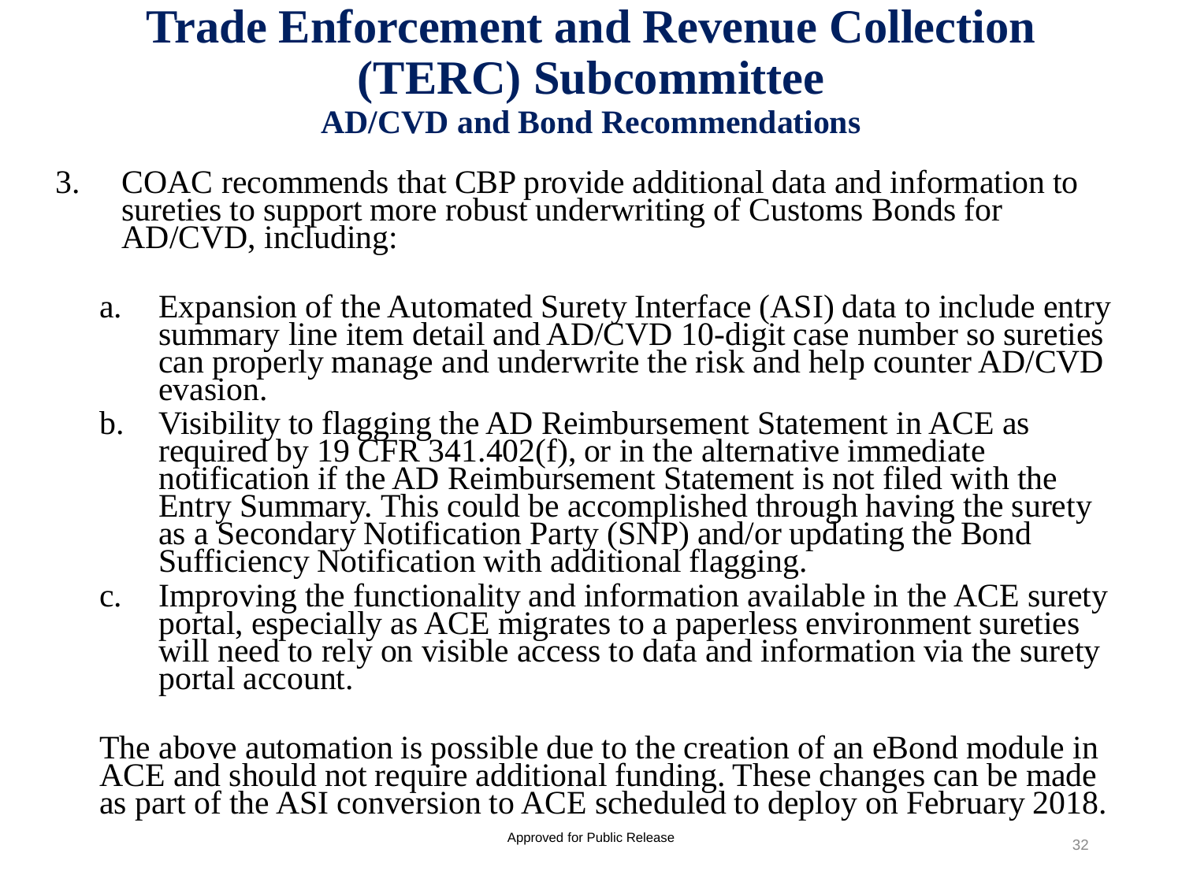# Trade Enforcement and Revenue Collection (TERC) Subcommittee

## AD/CVD and Bond Recommendations

3. COAC recommends that CBP provide additional data and information to sureties to support more robust underwriting of Customs Bonds for AD/CVD, including:

   a. Expansion of the Automated Surety Interface (ASI) data to include entry summary line item detail and AD/CVD 10-digit case number so sureties can properly manage and underwrite the risk and help counter AD/CVD evasion.

   b. Visibility to flagging the AD Reimbursement Statement in ACE as required by 19 CFR 341.402(f), or in the alternative immediate notification if the AD Reimbursement Statement is not filed with the Entry Summary. This could be accomplished through having the surety as a Secondary Notification Party (SNP) and/or updating the Bond Sufficiency Notification with additional flagging.

   c. Improving the functionality and information available in the ACE surety portal, especially as ACE migrates to a paperless environment sureties will need to rely on visible access to data and information via the surety portal account.

The above automation is possible due to the creation of an eBond module in ACE and should not require additional funding. These changes can be made as part of the ASI conversion to ACE scheduled to deploy on February 2018.

Approved for Public Release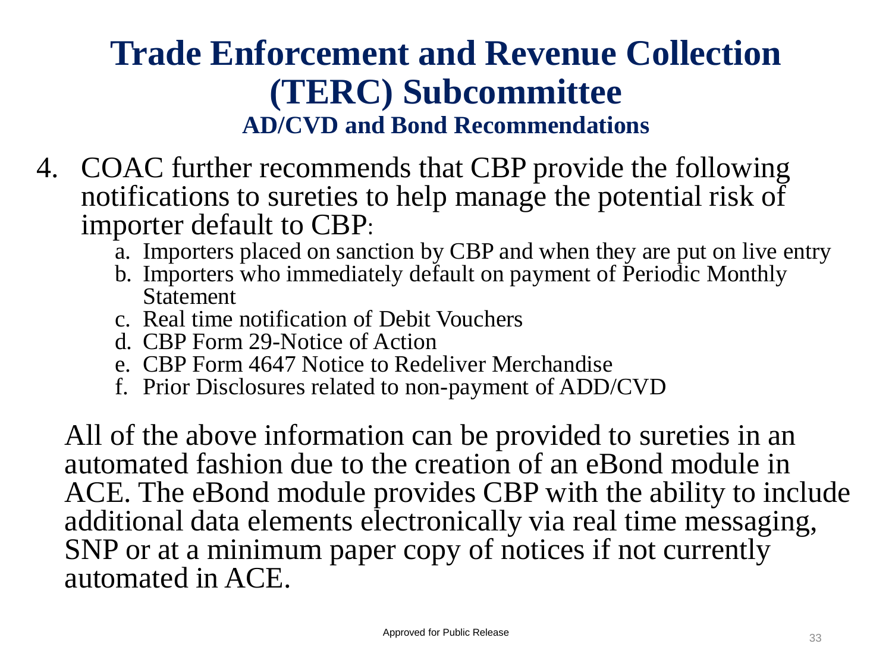# Trade Enforcement and Revenue Collection (TERC) Subcommittee

## AD/CVD and Bond Recommendations

4. COAC further recommends that CBP provide the following notifications to sureties to help manage the potential risk of importer default to CBP:
   a. Importers placed on sanction by CBP and when they are put on live entry
   b. Importers who immediately default on payment of Periodic Monthly Statement
   c. Real time notification of Debit Vouchers
   d. CBP Form 29-Notice of Action
   e. CBP Form 4647 Notice to Redeliver Merchandise
   f. Prior Disclosures related to non-payment of ADD/CVD

All of the above information can be provided to sureties in an automated fashion due to the creation of an eBond module in ACE. The eBond module provides CBP with the ability to include additional data elements electronically via real time messaging, SNP or at a minimum paper copy of notices if not currently automated in ACE.

Approved for Public Release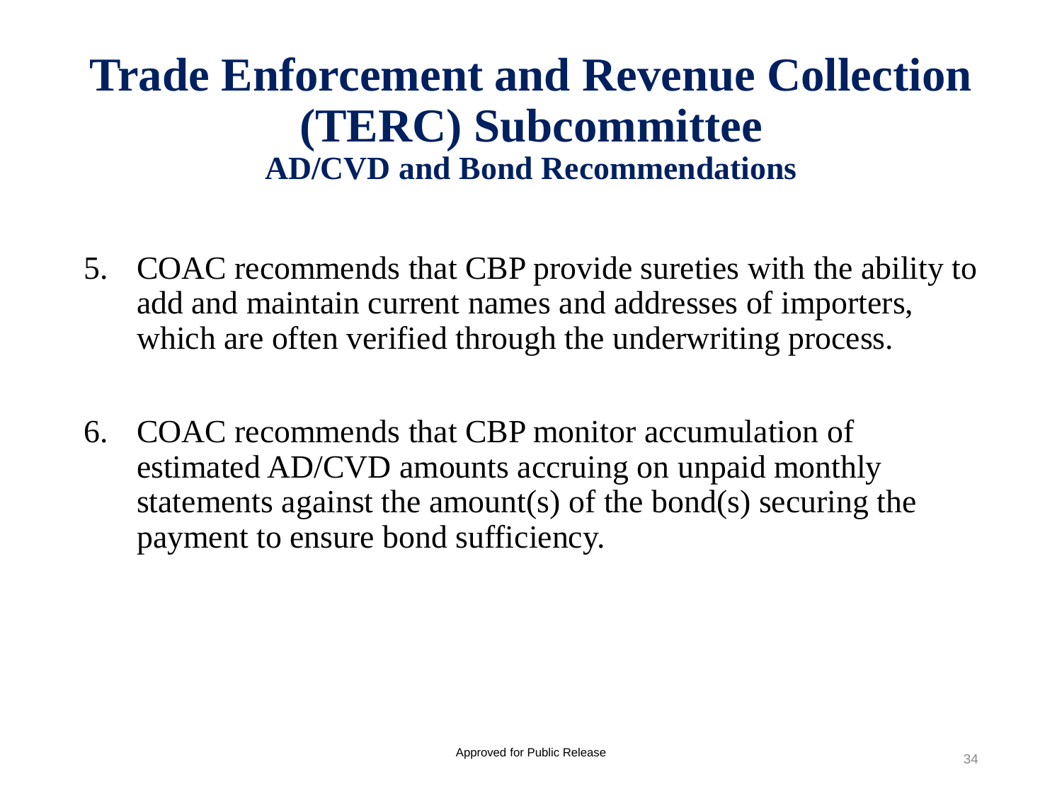# Trade Enforcement and Revenue Collection (TERC) Subcommittee

### AD/CVD and Bond Recommendations

5. COAC recommends that CBP provide sureties with the ability to add and maintain current names and addresses of importers, which are often verified through the underwriting process.

6. COAC recommends that CBP monitor accumulation of estimated AD/CVD amounts accruing on unpaid monthly statements against the amount(s) of the bond(s) securing the payment to ensure bond sufficiency.

Approved for Public Release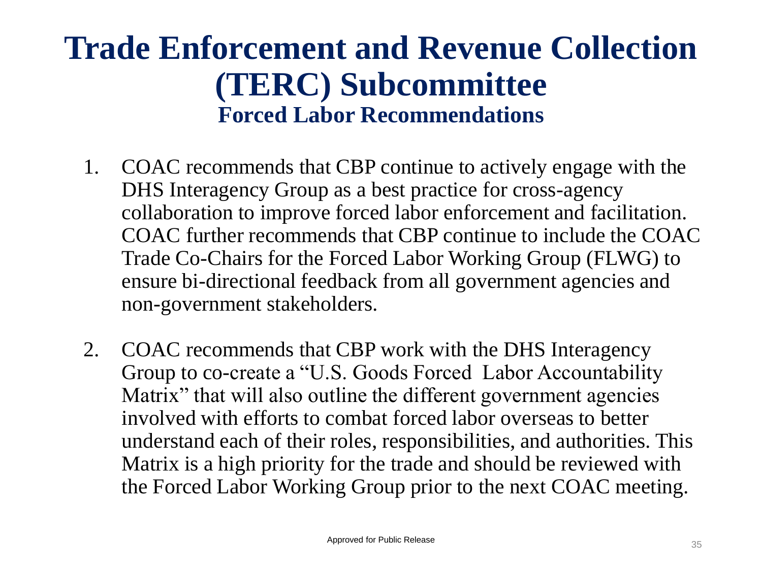# Trade Enforcement and Revenue Collection (TERC) Subcommittee

## Forced Labor Recommendations

1. COAC recommends that CBP continue to actively engage with the DHS Interagency Group as a best practice for cross-agency collaboration to improve forced labor enforcement and facilitation. COAC further recommends that CBP continue to include the COAC Trade Co-Chairs for the Forced Labor Working Group (FLWG) to ensure bi-directional feedback from all government agencies and non-government stakeholders.

2. COAC recommends that CBP work with the DHS Interagency Group to co-create a "U.S. Goods Forced Labor Accountability Matrix" that will also outline the different government agencies involved with efforts to combat forced labor overseas to better understand each of their roles, responsibilities, and authorities. This Matrix is a high priority for the trade and should be reviewed with the Forced Labor Working Group prior to the next COAC meeting.

Approved for Public Release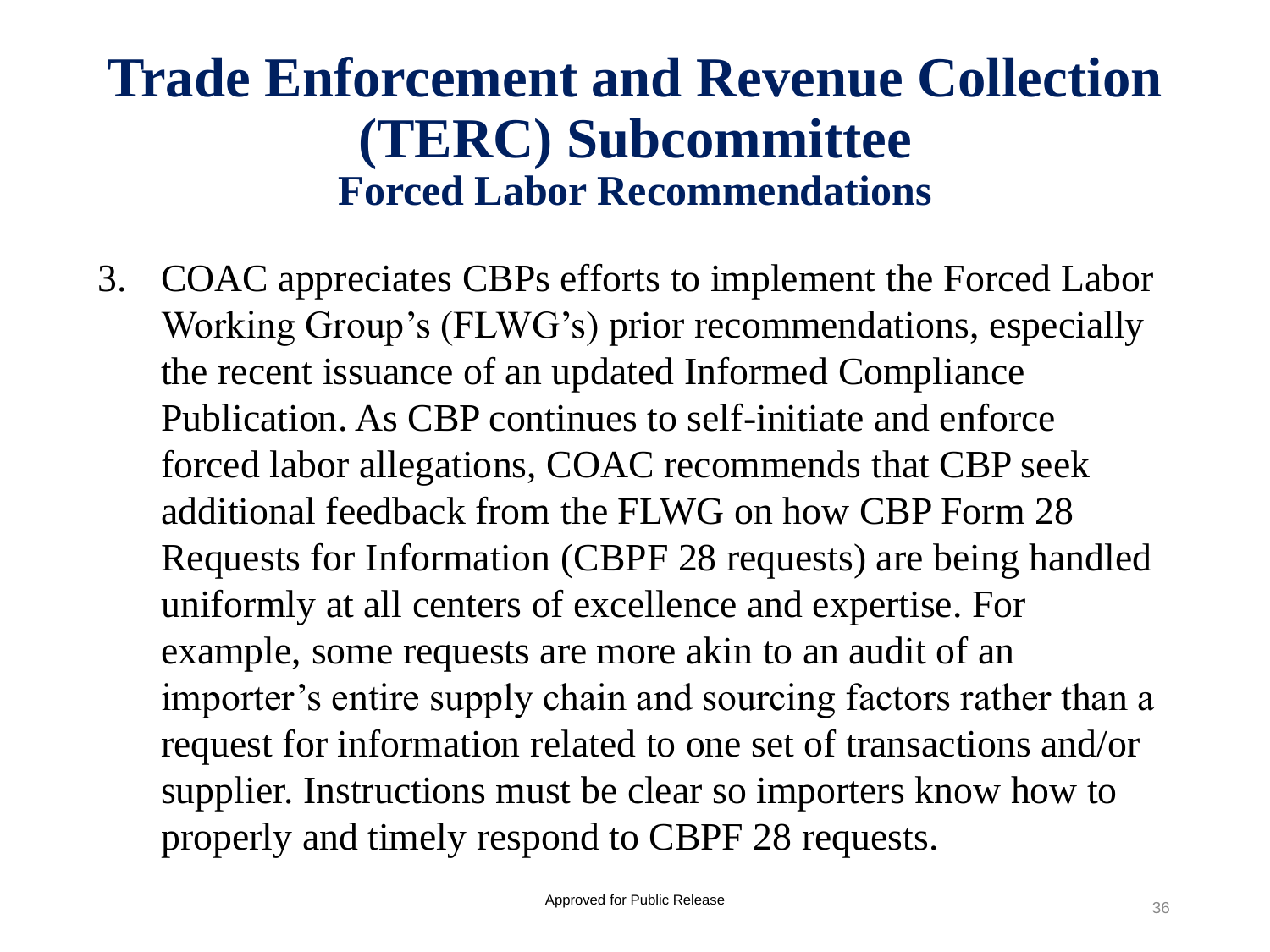# Trade Enforcement and Revenue Collection (TERC) Subcommittee

## Forced Labor Recommendations

3. COAC appreciates CBPs efforts to implement the Forced Labor Working Group's (FLWG's) prior recommendations, especially the recent issuance of an updated Informed Compliance Publication. As CBP continues to self-initiate and enforce forced labor allegations, COAC recommends that CBP seek additional feedback from the FLWG on how CBP Form 28 Requests for Information (CBPF 28 requests) are being handled uniformly at all centers of excellence and expertise. For example, some requests are more akin to an audit of an importer's entire supply chain and sourcing factors rather than a request for information related to one set of transactions and/or supplier. Instructions must be clear so importers know how to properly and timely respond to CBPF 28 requests.

Approved for Public Release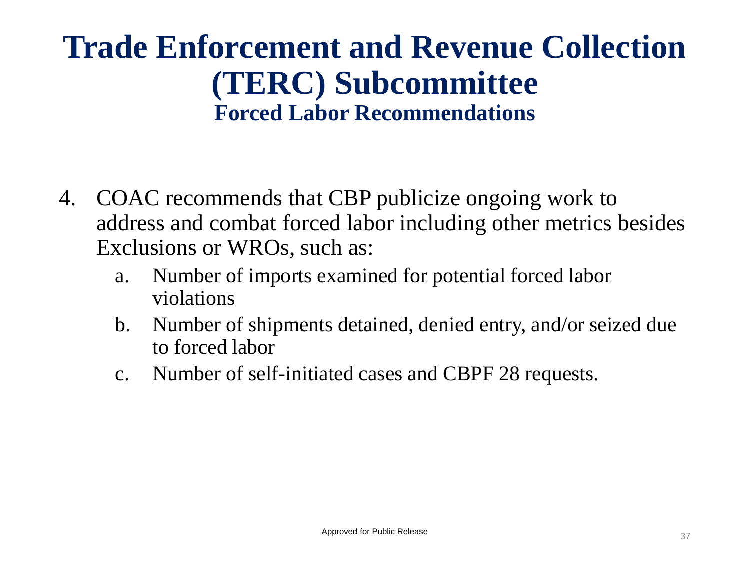# Trade Enforcement and Revenue Collection (TERC) Subcommittee

## Forced Labor Recommendations

4. COAC recommends that CBP publicize ongoing work to address and combat forced labor including other metrics besides Exclusions or WROs, such as:
   a. Number of imports examined for potential forced labor violations
   b. Number of shipments detained, denied entry, and/or seized due to forced labor
   c. Number of self-initiated cases and CBPF 28 requests.

Approved for Public Release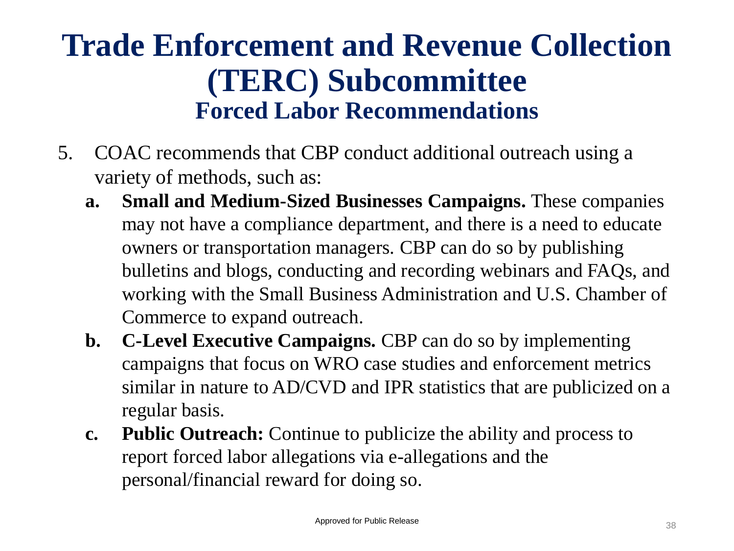# Trade Enforcement and Revenue Collection (TERC) Subcommittee

## Forced Labor Recommendations

5. COAC recommends that CBP conduct additional outreach using a variety of methods, such as:
   a. **Small and Medium-Sized Businesses Campaigns.** These companies may not have a compliance department, and there is a need to educate owners or transportation managers. CBP can do so by publishing bulletins and blogs, conducting and recording webinars and FAQs, and working with the Small Business Administration and U.S. Chamber of Commerce to expand outreach.
   b. **C-Level Executive Campaigns.** CBP can do so by implementing campaigns that focus on WRO case studies and enforcement metrics similar in nature to AD/CVD and IPR statistics that are publicized on a regular basis.
   c. **Public Outreach:** Continue to publicize the ability and process to report forced labor allegations via e-allegations and the personal/financial reward for doing so.

Approved for Public Release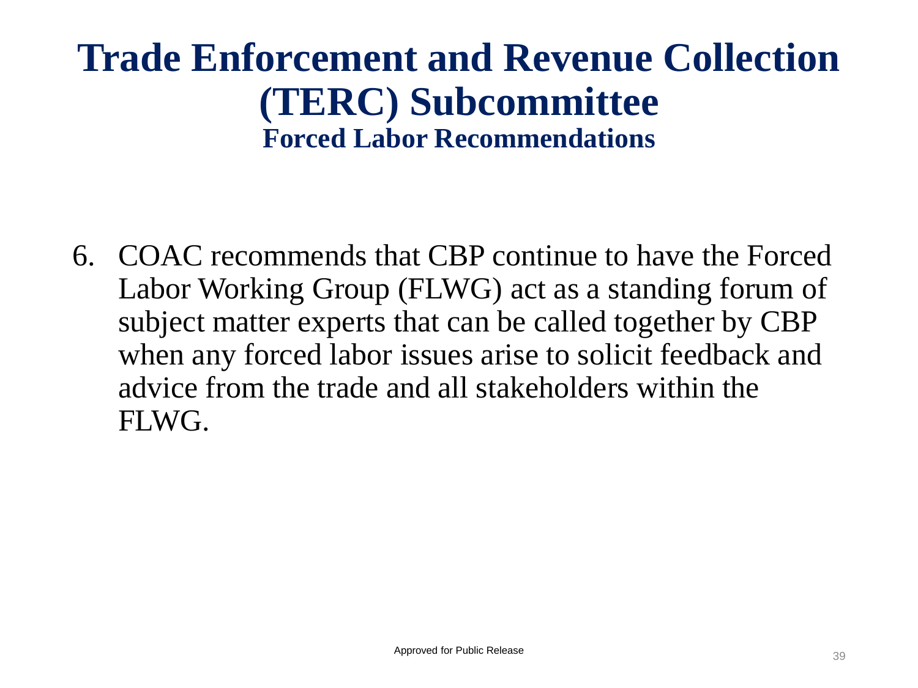# Trade Enforcement and Revenue Collection (TERC) Subcommittee

## Forced Labor Recommendations

6. COAC recommends that CBP continue to have the Forced Labor Working Group (FLWG) act as a standing forum of subject matter experts that can be called together by CBP when any forced labor issues arise to solicit feedback and advice from the trade and all stakeholders within the FLWG.

Approved for Public Release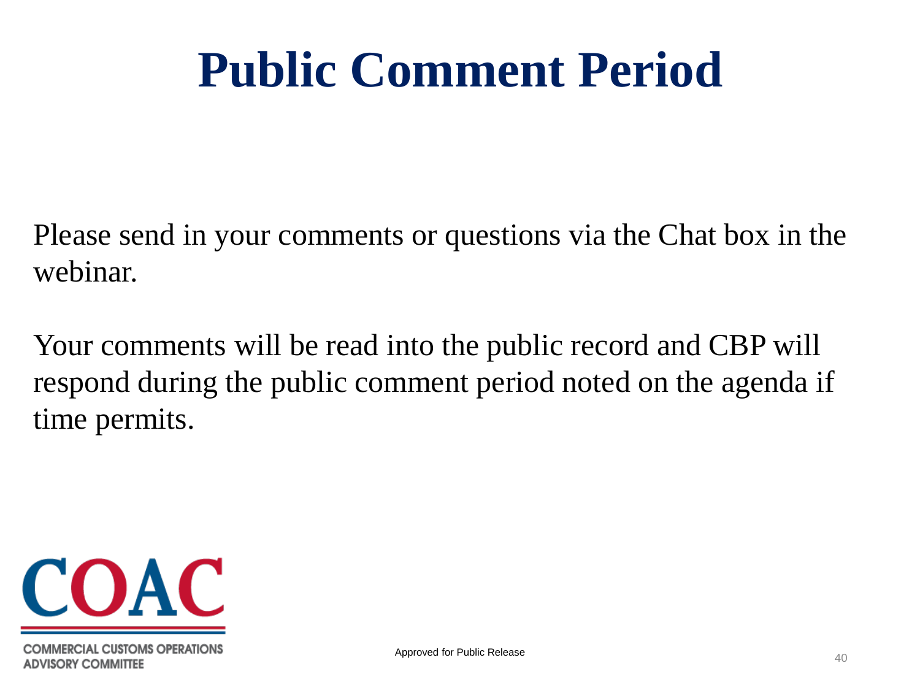# Public Comment Period

Please send in your comments or questions via the Chat box in the webinar.

Your comments will be read into the public record and CBP will respond during the public comment period noted on the agenda if time permits.

COAC

COMMERCIAL CUSTOMS OPERATIONS ADVISORY COMMITTEE

Approved for Public Release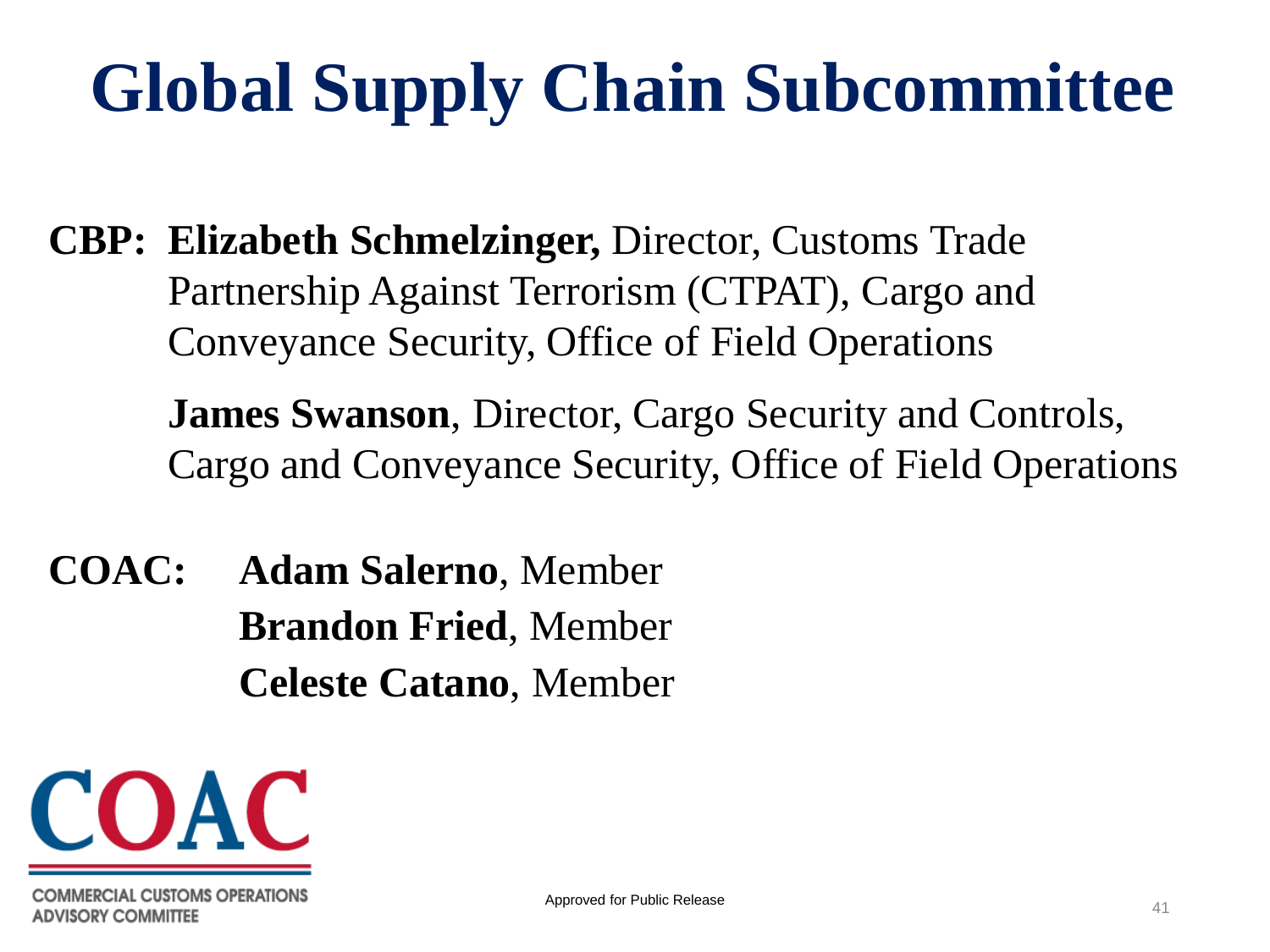# Global Supply Chain Subcommittee

**CBP:** **Elizabeth Schmelzinger,** Director, Customs Trade Partnership Against Terrorism (CTPAT), Cargo and Conveyance Security, Office of Field Operations

**James Swanson**, Director, Cargo Security and Controls, Cargo and Conveyance Security, Office of Field Operations

**COAC:** **Adam Salerno**, Member
**Brandon Fried**, Member
**Celeste Catano**, Member

COAC
COMMERCIAL CUSTOMS OPERATIONS ADVISORY COMMITTEE

Approved for Public Release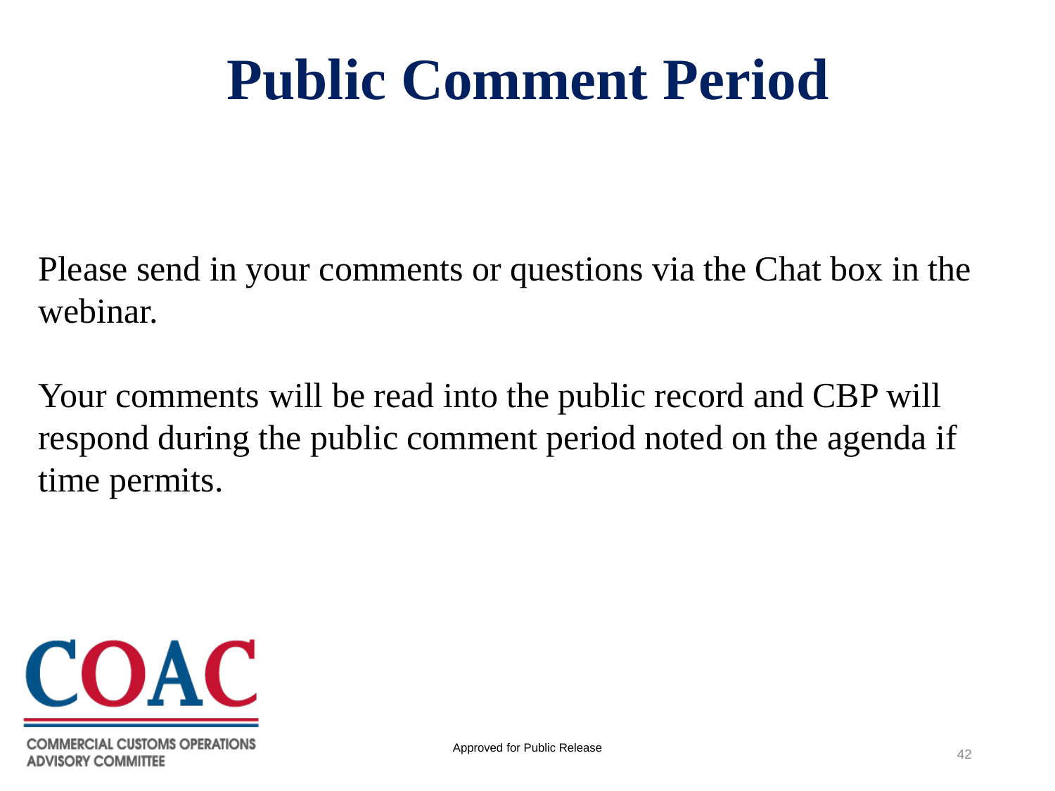# Public Comment Period

Please send in your comments or questions via the Chat box in the webinar.

Your comments will be read into the public record and CBP will respond during the public comment period noted on the agenda if time permits.

COAC

COMMERCIAL CUSTOMS OPERATIONS ADVISORY COMMITTEE

Approved for Public Release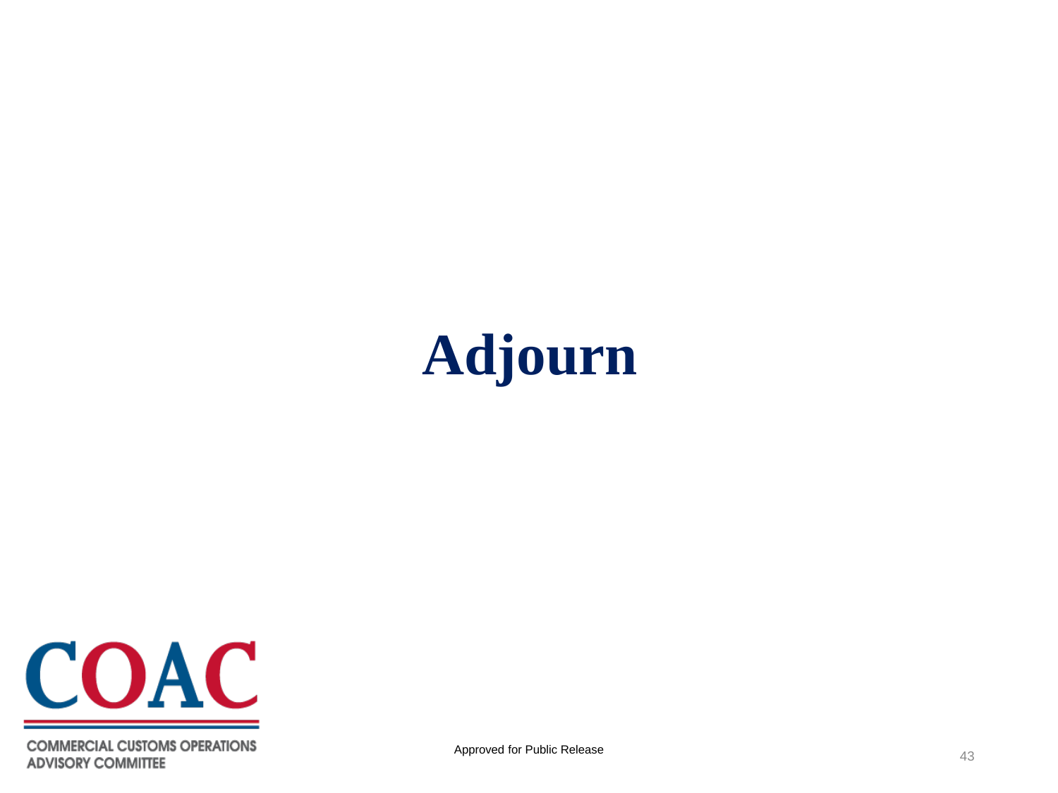# Adjourn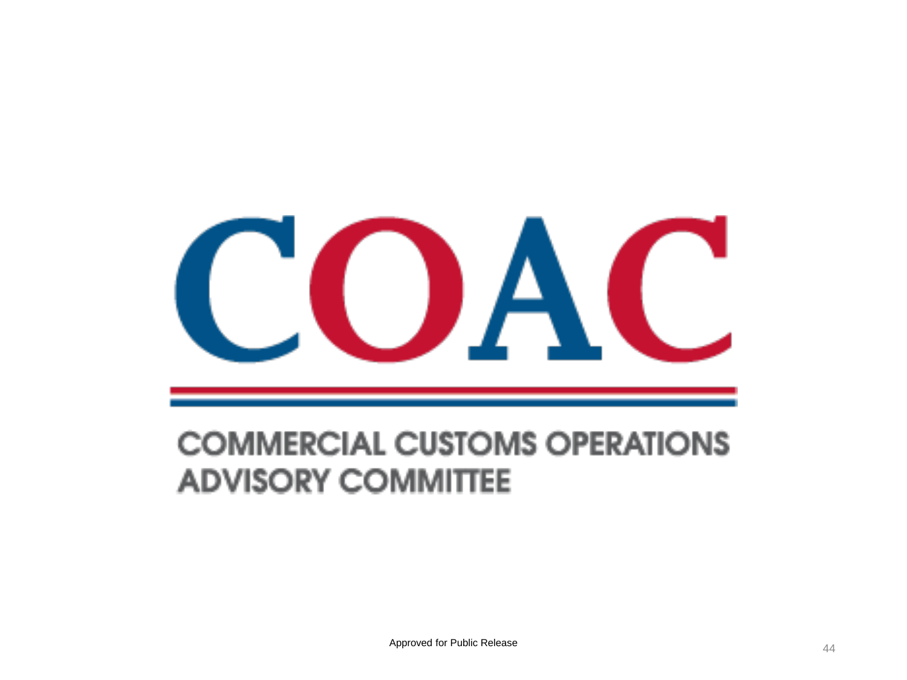# COAC

COMMERCIAL CUSTOMS OPERATIONS ADVISORY COMMITTEE

Approved for Public Release